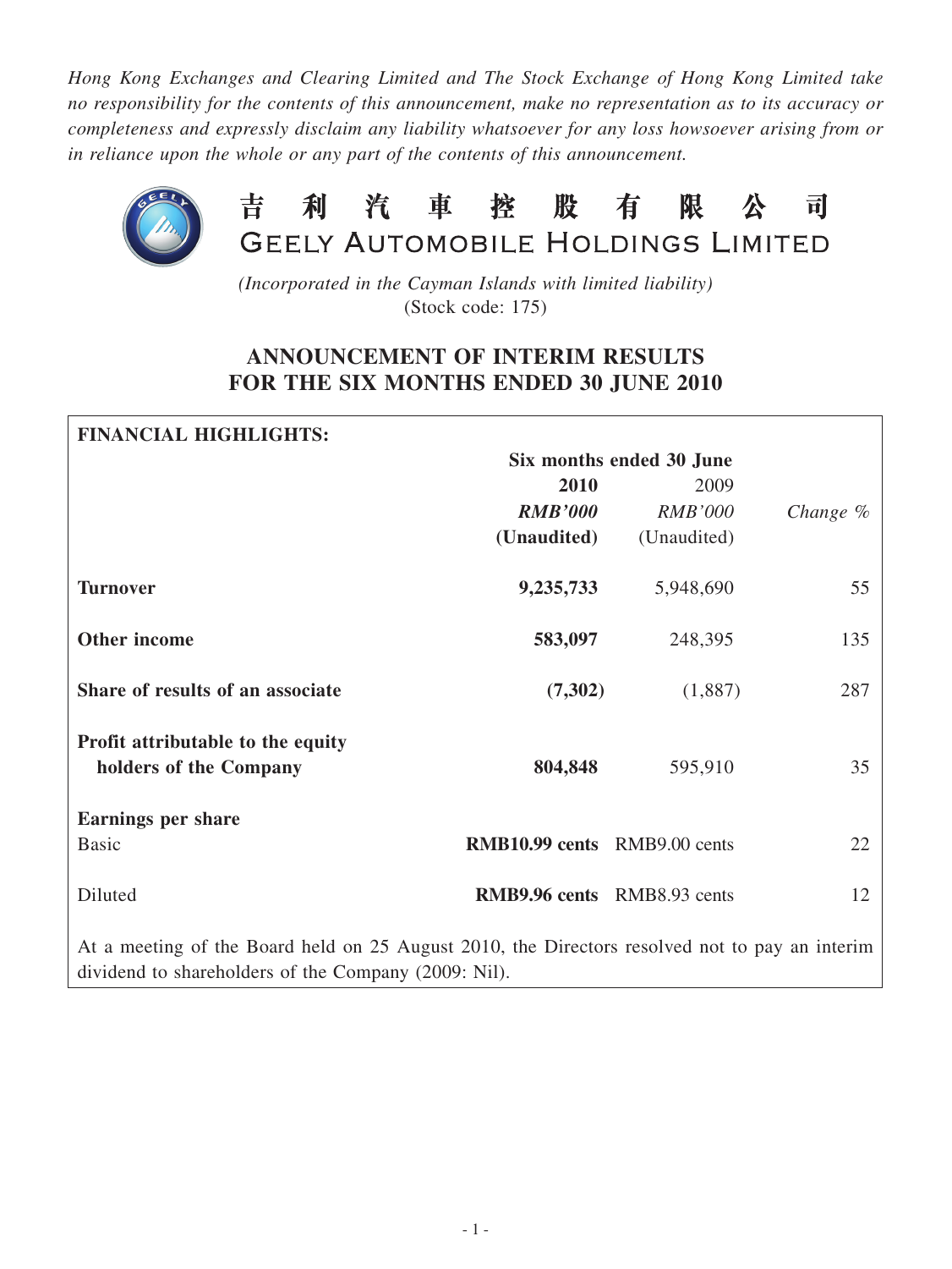*Hong Kong Exchanges and Clearing Limited and The Stock Exchange of Hong Kong Limited take no responsibility for the contents of this announcement, make no representation as to its accuracy or completeness and expressly disclaim any liability whatsoever for any loss howsoever arising from or in reliance upon the whole or any part of the contents of this announcement.*

# 吉 利 汽 車 控 股 有 限 公 司
# GEELY AUTOMOBILE HOLDINGS LIMITED

*(Incorporated in the Cayman Islands with limited liability)*
(Stock code: 175)

## ANNOUNCEMENT OF INTERIM RESULTS FOR THE SIX MONTHS ENDED 30 JUNE 2010

**FINANCIAL HIGHLIGHTS:**

| | Six months ended 30 June | | |
|---|---|---|---|
| | **2010** | 2009 | |
| | ***RMB'000*** | *RMB'000* | *Change %* |
| | **(Unaudited)** | (Unaudited) | |
| **Turnover** | **9,235,733** | 5,948,690 | 55 |
| **Other income** | **583,097** | 248,395 | 135 |
| **Share of results of an associate** | **(7,302)** | (1,887) | 287 |
| **Profit attributable to the equity holders of the Company** | **804,848** | 595,910 | 35 |
| **Earnings per share** | | | |
| Basic | **RMB10.99 cents** | RMB9.00 cents | 22 |
| Diluted | **RMB9.96 cents** | RMB8.93 cents | 12 |

At a meeting of the Board held on 25 August 2010, the Directors resolved not to pay an interim dividend to shareholders of the Company (2009: Nil).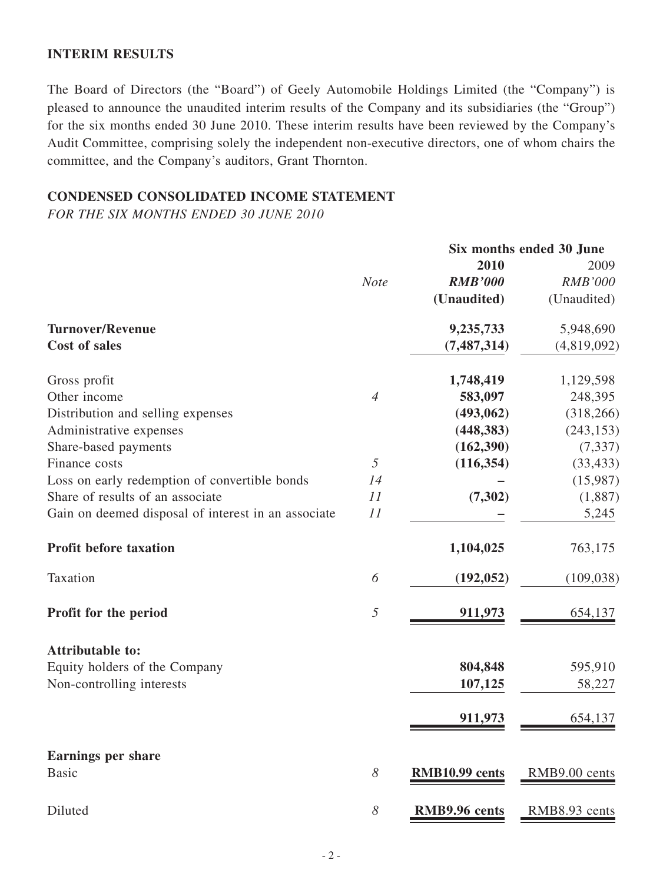## INTERIM RESULTS

The Board of Directors (the "Board") of Geely Automobile Holdings Limited (the "Company") is pleased to announce the unaudited interim results of the Company and its subsidiaries (the "Group") for the six months ended 30 June 2010. These interim results have been reviewed by the Company's Audit Committee, comprising solely the independent non-executive directors, one of whom chairs the committee, and the Company's auditors, Grant Thornton.

## CONDENSED CONSOLIDATED INCOME STATEMENT

*FOR THE SIX MONTHS ENDED 30 JUNE 2010*

| | | Six months ended 30 June | |
|---|---|---|---|
| | | **2010** | 2009 |
| | *Note* | ***RMB'000*** | *RMB'000* |
| | | **(Unaudited)** | (Unaudited) |
| **Turnover/Revenue** | | **9,235,733** | 5,948,690 |
| **Cost of sales** | | **(7,487,314)** | (4,819,092) |
| Gross profit | | **1,748,419** | 1,129,598 |
| Other income | *4* | **583,097** | 248,395 |
| Distribution and selling expenses | | **(493,062)** | (318,266) |
| Administrative expenses | | **(448,383)** | (243,153) |
| Share-based payments | | **(162,390)** | (7,337) |
| Finance costs | *5* | **(116,354)** | (33,433) |
| Loss on early redemption of convertible bonds | *14* | **–** | (15,987) |
| Share of results of an associate | *11* | **(7,302)** | (1,887) |
| Gain on deemed disposal of interest in an associate | *11* | **–** | 5,245 |
| **Profit before taxation** | | **1,104,025** | 763,175 |
| Taxation | *6* | **(192,052)** | (109,038) |
| **Profit for the period** | *5* | **911,973** | 654,137 |
| **Attributable to:** | | | |
| Equity holders of the Company | | **804,848** | 595,910 |
| Non-controlling interests | | **107,125** | 58,227 |
| | | **911,973** | 654,137 |
| **Earnings per share** | | | |
| Basic | *8* | **RMB10.99 cents** | RMB9.00 cents |
| Diluted | *8* | **RMB9.96 cents** | RMB8.93 cents |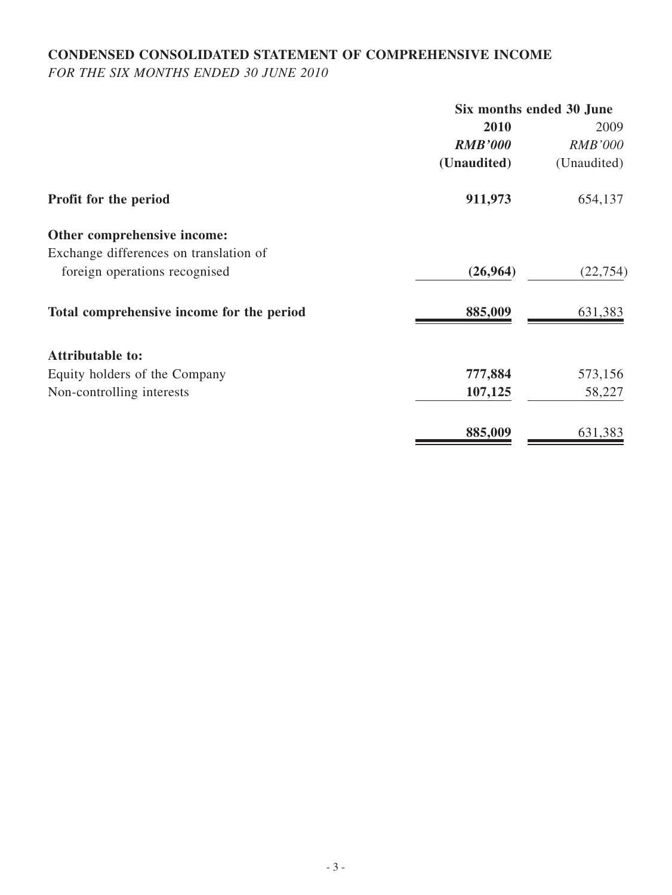# CONDENSED CONSOLIDATED STATEMENT OF COMPREHENSIVE INCOME

*FOR THE SIX MONTHS ENDED 30 JUNE 2010*

| | Six months ended 30 June | |
|---|---|---|
| | **2010** | 2009 |
| | ***RMB'000*** | *RMB'000* |
| | **(Unaudited)** | (Unaudited) |
| **Profit for the period** | **911,973** | 654,137 |
| **Other comprehensive income:** | | |
| Exchange differences on translation of foreign operations recognised | **(26,964)** | (22,754) |
| **Total comprehensive income for the period** | **885,009** | 631,383 |
| **Attributable to:** | | |
| Equity holders of the Company | **777,884** | 573,156 |
| Non-controlling interests | **107,125** | 58,227 |
| | **885,009** | 631,383 |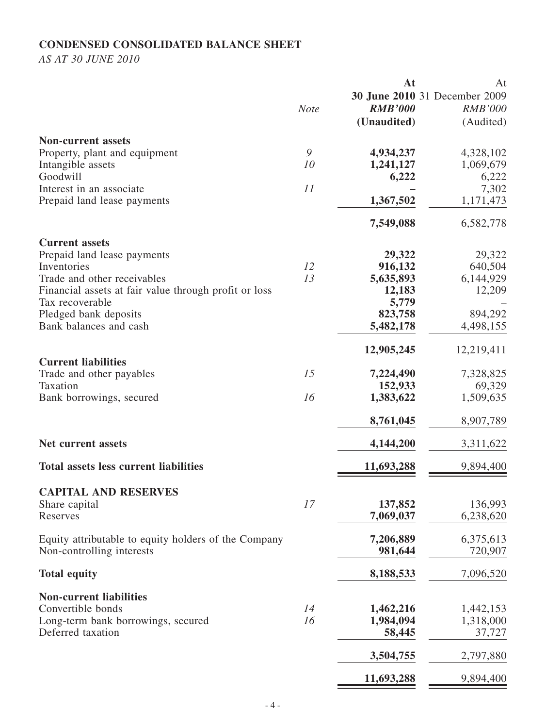## CONDENSED CONSOLIDATED BALANCE SHEET

*AS AT 30 JUNE 2010*

| | Note | At 30 June 2010 RMB'000 (Unaudited) | At 31 December 2009 RMB'000 (Audited) |
|---|---|---|---|
| **Non-current assets** | | | |
| Property, plant and equipment | 9 | **4,934,237** | 4,328,102 |
| Intangible assets | 10 | **1,241,127** | 1,069,679 |
| Goodwill | | **6,222** | 6,222 |
| Interest in an associate | 11 | **–** | 7,302 |
| Prepaid land lease payments | | **1,367,502** | 1,171,473 |
| | | **7,549,088** | 6,582,778 |
| **Current assets** | | | |
| Prepaid land lease payments | | **29,322** | 29,322 |
| Inventories | 12 | **916,132** | 640,504 |
| Trade and other receivables | 13 | **5,635,893** | 6,144,929 |
| Financial assets at fair value through profit or loss | | **12,183** | 12,209 |
| Tax recoverable | | **5,779** | – |
| Pledged bank deposits | | **823,758** | 894,292 |
| Bank balances and cash | | **5,482,178** | 4,498,155 |
| | | **12,905,245** | 12,219,411 |
| **Current liabilities** | | | |
| Trade and other payables | 15 | **7,224,490** | 7,328,825 |
| Taxation | | **152,933** | 69,329 |
| Bank borrowings, secured | 16 | **1,383,622** | 1,509,635 |
| | | **8,761,045** | 8,907,789 |
| **Net current assets** | | **4,144,200** | 3,311,622 |
| **Total assets less current liabilities** | | **11,693,288** | 9,894,400 |
| **CAPITAL AND RESERVES** | | | |
| Share capital | 17 | **137,852** | 136,993 |
| Reserves | | **7,069,037** | 6,238,620 |
| Equity attributable to equity holders of the Company | | **7,206,889** | 6,375,613 |
| Non-controlling interests | | **981,644** | 720,907 |
| **Total equity** | | **8,188,533** | 7,096,520 |
| **Non-current liabilities** | | | |
| Convertible bonds | 14 | **1,462,216** | 1,442,153 |
| Long-term bank borrowings, secured | 16 | **1,984,094** | 1,318,000 |
| Deferred taxation | | **58,445** | 37,727 |
| | | **3,504,755** | 2,797,880 |
| | | **11,693,288** | 9,894,400 |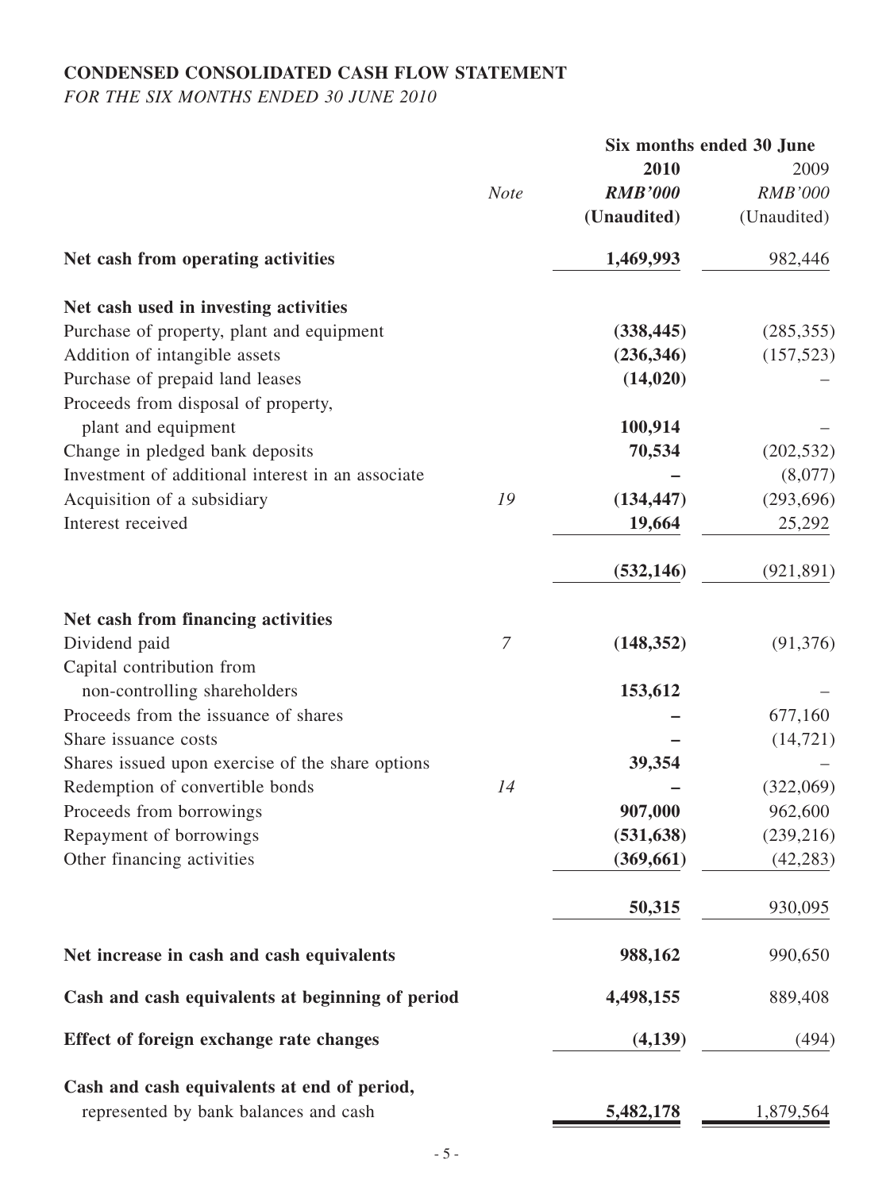## CONDENSED CONSOLIDATED CASH FLOW STATEMENT

*FOR THE SIX MONTHS ENDED 30 JUNE 2010*

| | | Six months ended 30 June | |
|---|---|---|---|
| | | **2010** | 2009 |
| | *Note* | ***RMB'000*** | *RMB'000* |
| | | **(Unaudited)** | (Unaudited) |
| **Net cash from operating activities** | | **1,469,993** | 982,446 |
| **Net cash used in investing activities** | | | |
| Purchase of property, plant and equipment | | **(338,445)** | (285,355) |
| Addition of intangible assets | | **(236,346)** | (157,523) |
| Purchase of prepaid land leases | | **(14,020)** | – |
| Proceeds from disposal of property, plant and equipment | | **100,914** | – |
| Change in pledged bank deposits | | **70,534** | (202,532) |
| Investment of additional interest in an associate | | **–** | (8,077) |
| Acquisition of a subsidiary | *19* | **(134,447)** | (293,696) |
| Interest received | | **19,664** | 25,292 |
| | | **(532,146)** | (921,891) |
| **Net cash from financing activities** | | | |
| Dividend paid | *7* | **(148,352)** | (91,376) |
| Capital contribution from non-controlling shareholders | | **153,612** | – |
| Proceeds from the issuance of shares | | **–** | 677,160 |
| Share issuance costs | | **–** | (14,721) |
| Shares issued upon exercise of the share options | | **39,354** | – |
| Redemption of convertible bonds | *14* | **–** | (322,069) |
| Proceeds from borrowings | | **907,000** | 962,600 |
| Repayment of borrowings | | **(531,638)** | (239,216) |
| Other financing activities | | **(369,661)** | (42,283) |
| | | **50,315** | 930,095 |
| **Net increase in cash and cash equivalents** | | **988,162** | 990,650 |
| **Cash and cash equivalents at beginning of period** | | **4,498,155** | 889,408 |
| **Effect of foreign exchange rate changes** | | **(4,139)** | (494) |
| **Cash and cash equivalents at end of period,** represented by bank balances and cash | | **5,482,178** | 1,879,564 |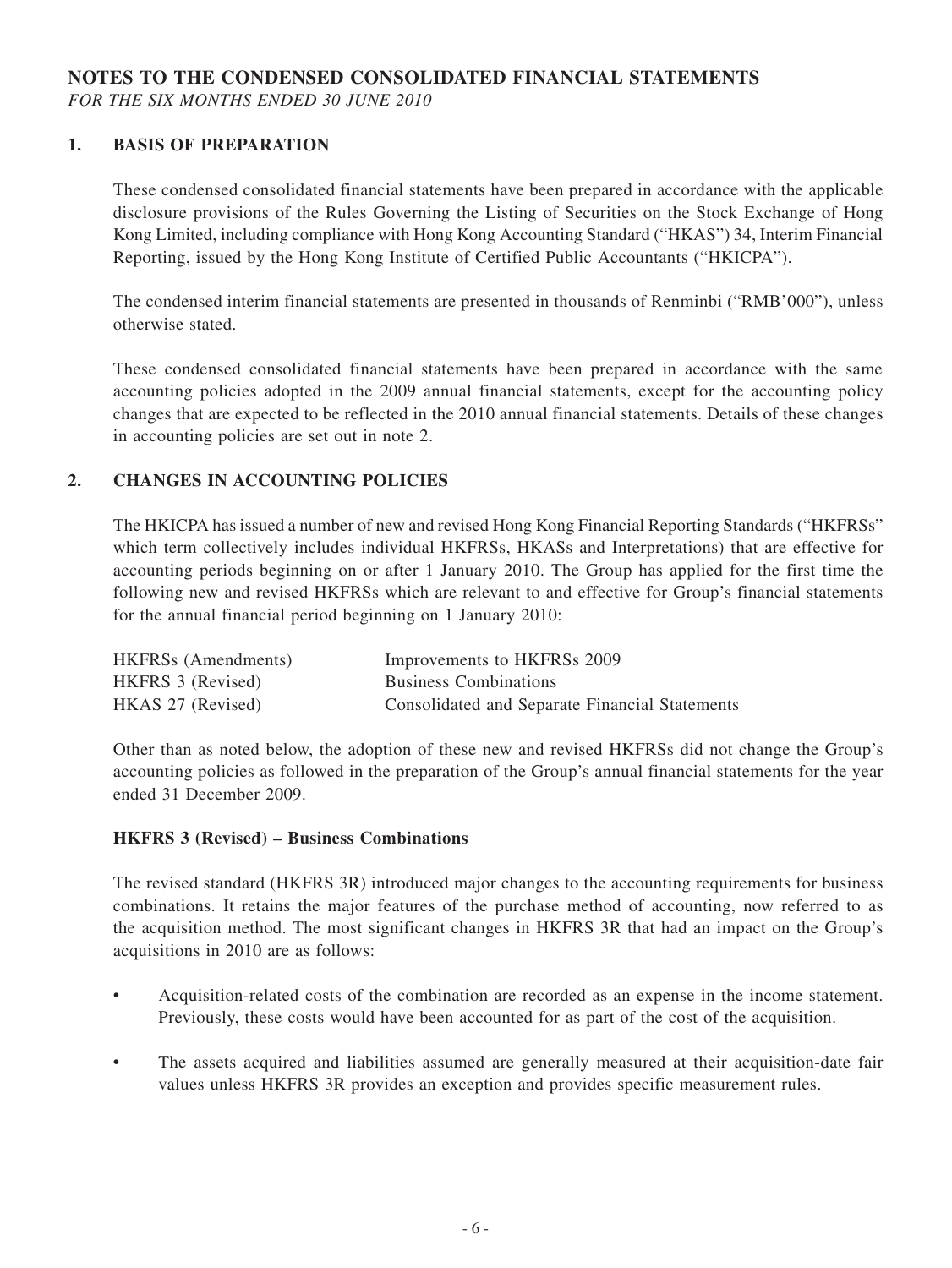# NOTES TO THE CONDENSED CONSOLIDATED FINANCIAL STATEMENTS

*FOR THE SIX MONTHS ENDED 30 JUNE 2010*

## 1. BASIS OF PREPARATION

These condensed consolidated financial statements have been prepared in accordance with the applicable disclosure provisions of the Rules Governing the Listing of Securities on the Stock Exchange of Hong Kong Limited, including compliance with Hong Kong Accounting Standard ("HKAS") 34, Interim Financial Reporting, issued by the Hong Kong Institute of Certified Public Accountants ("HKICPA").

The condensed interim financial statements are presented in thousands of Renminbi ("RMB'000"), unless otherwise stated.

These condensed consolidated financial statements have been prepared in accordance with the same accounting policies adopted in the 2009 annual financial statements, except for the accounting policy changes that are expected to be reflected in the 2010 annual financial statements. Details of these changes in accounting policies are set out in note 2.

## 2. CHANGES IN ACCOUNTING POLICIES

The HKICPA has issued a number of new and revised Hong Kong Financial Reporting Standards ("HKFRSs" which term collectively includes individual HKFRSs, HKASs and Interpretations) that are effective for accounting periods beginning on or after 1 January 2010. The Group has applied for the first time the following new and revised HKFRSs which are relevant to and effective for Group's financial statements for the annual financial period beginning on 1 January 2010:

| | |
|---|---|
| HKFRSs (Amendments) | Improvements to HKFRSs 2009 |
| HKFRS 3 (Revised) | Business Combinations |
| HKAS 27 (Revised) | Consolidated and Separate Financial Statements |

Other than as noted below, the adoption of these new and revised HKFRSs did not change the Group's accounting policies as followed in the preparation of the Group's annual financial statements for the year ended 31 December 2009.

### HKFRS 3 (Revised) – Business Combinations

The revised standard (HKFRS 3R) introduced major changes to the accounting requirements for business combinations. It retains the major features of the purchase method of accounting, now referred to as the acquisition method. The most significant changes in HKFRS 3R that had an impact on the Group's acquisitions in 2010 are as follows:

- Acquisition-related costs of the combination are recorded as an expense in the income statement. Previously, these costs would have been accounted for as part of the cost of the acquisition.
- The assets acquired and liabilities assumed are generally measured at their acquisition-date fair values unless HKFRS 3R provides an exception and provides specific measurement rules.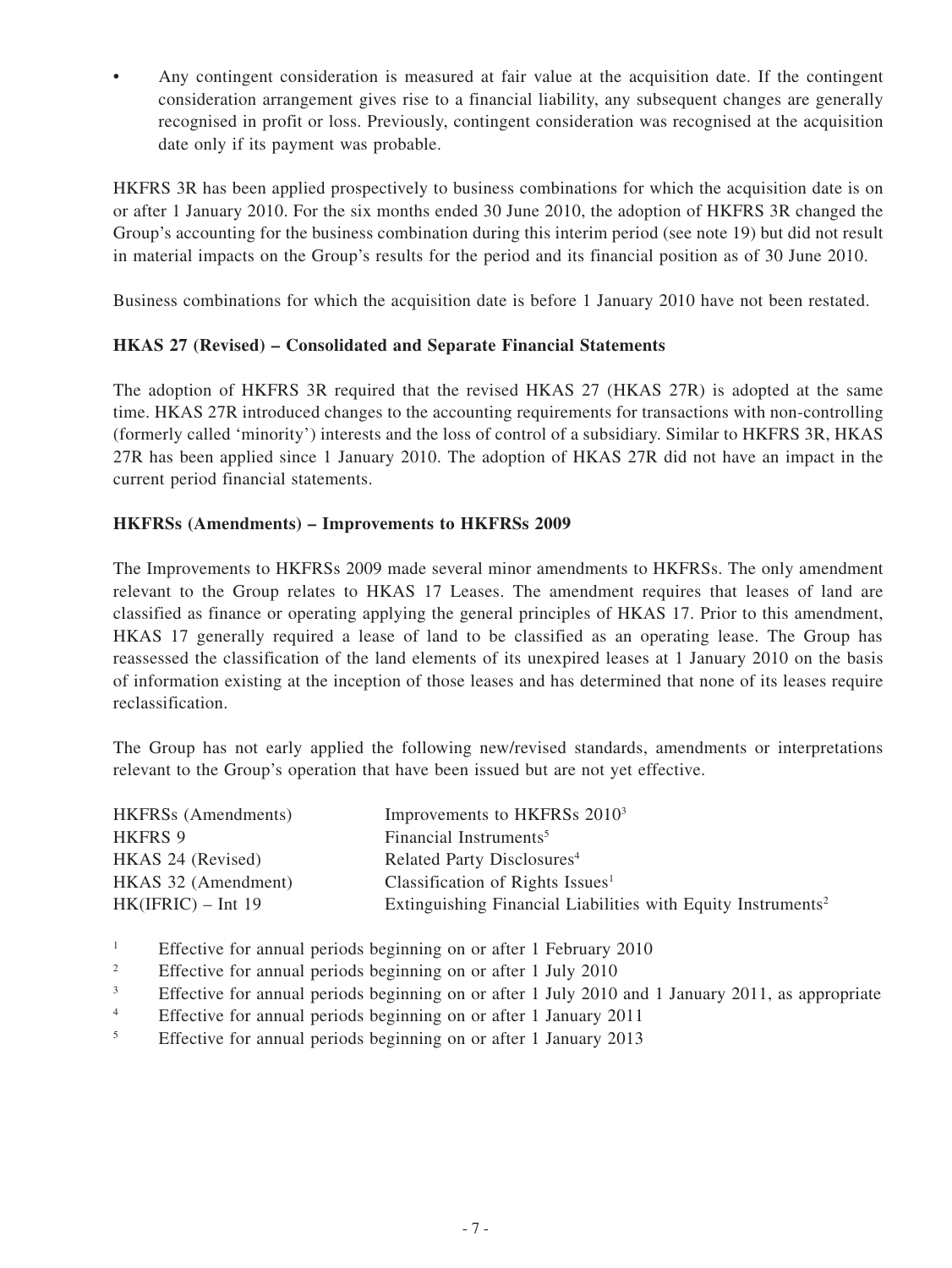- Any contingent consideration is measured at fair value at the acquisition date. If the contingent consideration arrangement gives rise to a financial liability, any subsequent changes are generally recognised in profit or loss. Previously, contingent consideration was recognised at the acquisition date only if its payment was probable.

HKFRS 3R has been applied prospectively to business combinations for which the acquisition date is on or after 1 January 2010. For the six months ended 30 June 2010, the adoption of HKFRS 3R changed the Group's accounting for the business combination during this interim period (see note 19) but did not result in material impacts on the Group's results for the period and its financial position as of 30 June 2010.

Business combinations for which the acquisition date is before 1 January 2010 have not been restated.

**HKAS 27 (Revised) – Consolidated and Separate Financial Statements**

The adoption of HKFRS 3R required that the revised HKAS 27 (HKAS 27R) is adopted at the same time. HKAS 27R introduced changes to the accounting requirements for transactions with non-controlling (formerly called 'minority') interests and the loss of control of a subsidiary. Similar to HKFRS 3R, HKAS 27R has been applied since 1 January 2010. The adoption of HKAS 27R did not have an impact in the current period financial statements.

**HKFRSs (Amendments) – Improvements to HKFRSs 2009**

The Improvements to HKFRSs 2009 made several minor amendments to HKFRSs. The only amendment relevant to the Group relates to HKAS 17 Leases. The amendment requires that leases of land are classified as finance or operating applying the general principles of HKAS 17. Prior to this amendment, HKAS 17 generally required a lease of land to be classified as an operating lease. The Group has reassessed the classification of the land elements of its unexpired leases at 1 January 2010 on the basis of information existing at the inception of those leases and has determined that none of its leases require reclassification.

The Group has not early applied the following new/revised standards, amendments or interpretations relevant to the Group's operation that have been issued but are not yet effective.

| | |
|---|---|
| HKFRSs (Amendments) | Improvements to HKFRSs 2010[3] |
| HKFRS 9 | Financial Instruments[5] |
| HKAS 24 (Revised) | Related Party Disclosures[4] |
| HKAS 32 (Amendment) | Classification of Rights Issues[1] |
| HK(IFRIC) – Int 19 | Extinguishing Financial Liabilities with Equity Instruments[2] |

[1] Effective for annual periods beginning on or after 1 February 2010

[2] Effective for annual periods beginning on or after 1 July 2010

[3] Effective for annual periods beginning on or after 1 July 2010 and 1 January 2011, as appropriate

[4] Effective for annual periods beginning on or after 1 January 2011

[5] Effective for annual periods beginning on or after 1 January 2013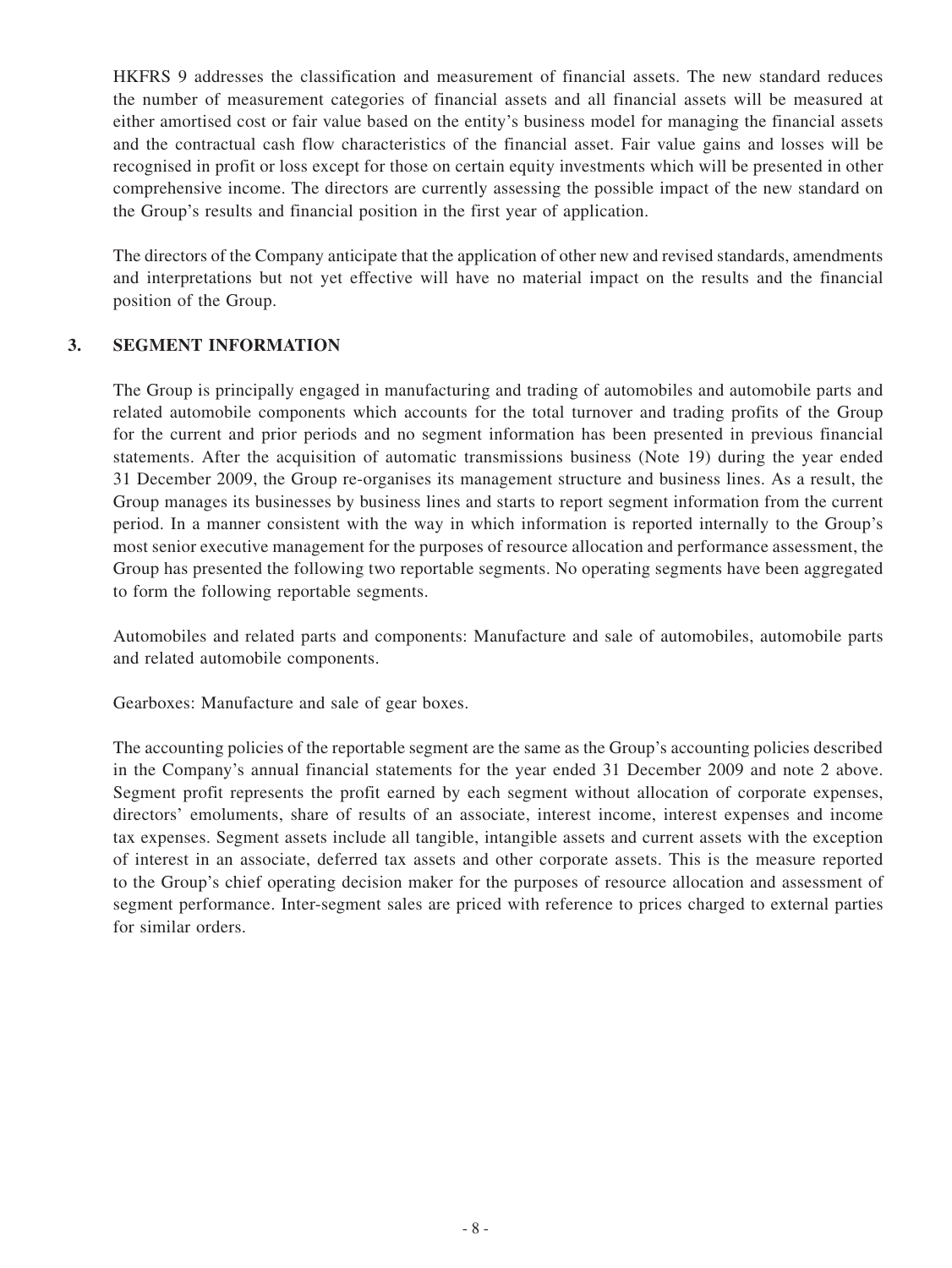HKFRS 9 addresses the classification and measurement of financial assets. The new standard reduces the number of measurement categories of financial assets and all financial assets will be measured at either amortised cost or fair value based on the entity's business model for managing the financial assets and the contractual cash flow characteristics of the financial asset. Fair value gains and losses will be recognised in profit or loss except for those on certain equity investments which will be presented in other comprehensive income. The directors are currently assessing the possible impact of the new standard on the Group's results and financial position in the first year of application.

The directors of the Company anticipate that the application of other new and revised standards, amendments and interpretations but not yet effective will have no material impact on the results and the financial position of the Group.

## 3. SEGMENT INFORMATION

The Group is principally engaged in manufacturing and trading of automobiles and automobile parts and related automobile components which accounts for the total turnover and trading profits of the Group for the current and prior periods and no segment information has been presented in previous financial statements. After the acquisition of automatic transmissions business (Note 19) during the year ended 31 December 2009, the Group re-organises its management structure and business lines. As a result, the Group manages its businesses by business lines and starts to report segment information from the current period. In a manner consistent with the way in which information is reported internally to the Group's most senior executive management for the purposes of resource allocation and performance assessment, the Group has presented the following two reportable segments. No operating segments have been aggregated to form the following reportable segments.

Automobiles and related parts and components: Manufacture and sale of automobiles, automobile parts and related automobile components.

Gearboxes: Manufacture and sale of gear boxes.

The accounting policies of the reportable segment are the same as the Group's accounting policies described in the Company's annual financial statements for the year ended 31 December 2009 and note 2 above. Segment profit represents the profit earned by each segment without allocation of corporate expenses, directors' emoluments, share of results of an associate, interest income, interest expenses and income tax expenses. Segment assets include all tangible, intangible assets and current assets with the exception of interest in an associate, deferred tax assets and other corporate assets. This is the measure reported to the Group's chief operating decision maker for the purposes of resource allocation and assessment of segment performance. Inter-segment sales are priced with reference to prices charged to external parties for similar orders.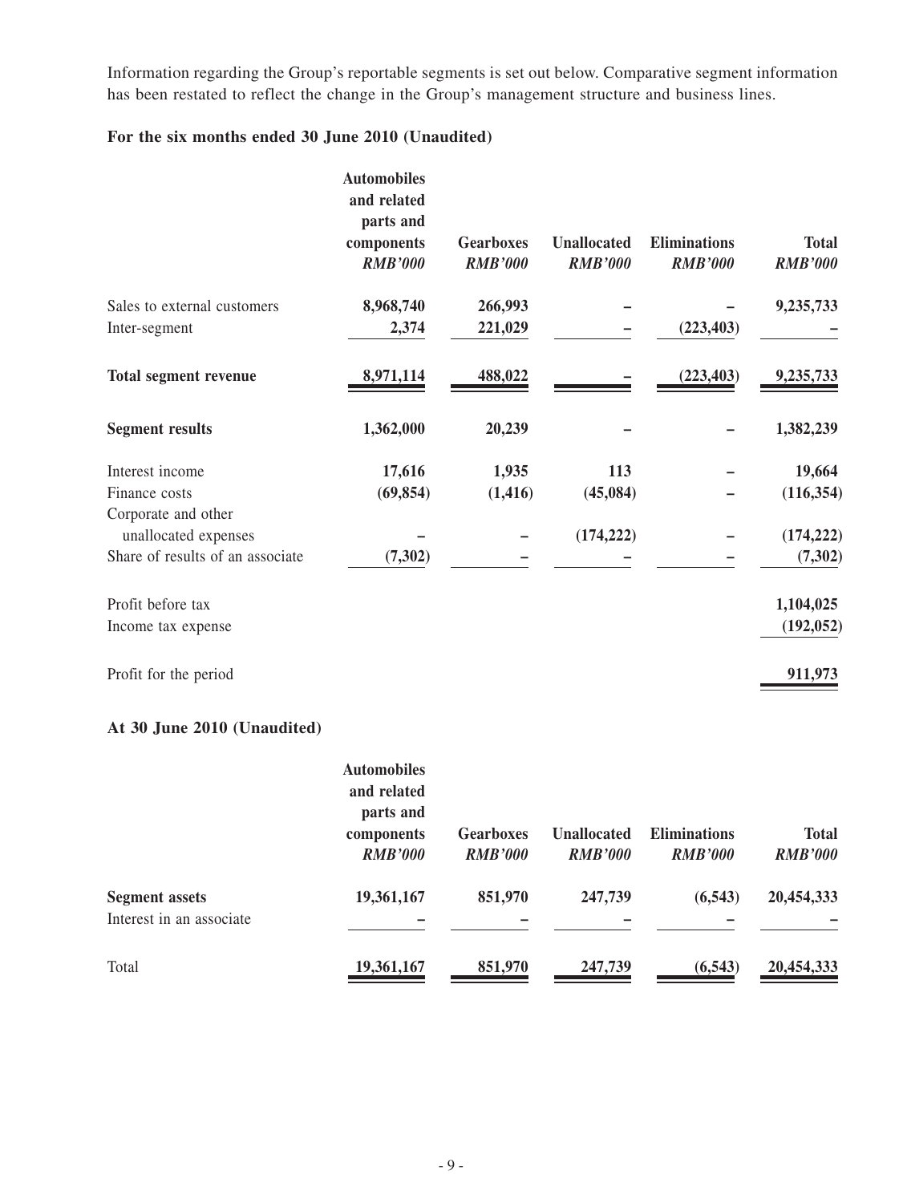Information regarding the Group's reportable segments is set out below. Comparative segment information has been restated to reflect the change in the Group's management structure and business lines.

**For the six months ended 30 June 2010 (Unaudited)**

| | Automobiles and related parts and components *RMB'000* | Gearboxes *RMB'000* | Unallocated *RMB'000* | Eliminations *RMB'000* | Total *RMB'000* |
|---|---|---|---|---|---|
| Sales to external customers | 8,968,740 | 266,993 | – | – | 9,235,733 |
| Inter-segment | 2,374 | 221,029 | – | (223,403) | – |
| **Total segment revenue** | **8,971,114** | **488,022** | **–** | **(223,403)** | **9,235,733** |
| **Segment results** | **1,362,000** | **20,239** | **–** | **–** | **1,382,239** |
| Interest income | 17,616 | 1,935 | 113 | – | 19,664 |
| Finance costs | (69,854) | (1,416) | (45,084) | – | (116,354) |
| Corporate and other unallocated expenses | – | – | (174,222) | – | (174,222) |
| Share of results of an associate | (7,302) | – | – | – | (7,302) |
| Profit before tax | | | | | 1,104,025 |
| Income tax expense | | | | | (192,052) |
| Profit for the period | | | | | 911,973 |

**At 30 June 2010 (Unaudited)**

| | Automobiles and related parts and components *RMB'000* | Gearboxes *RMB'000* | Unallocated *RMB'000* | Eliminations *RMB'000* | Total *RMB'000* |
|---|---|---|---|---|---|
| **Segment assets** | 19,361,167 | 851,970 | 247,739 | (6,543) | 20,454,333 |
| Interest in an associate | – | – | – | – | – |
| Total | 19,361,167 | 851,970 | 247,739 | (6,543) | 20,454,333 |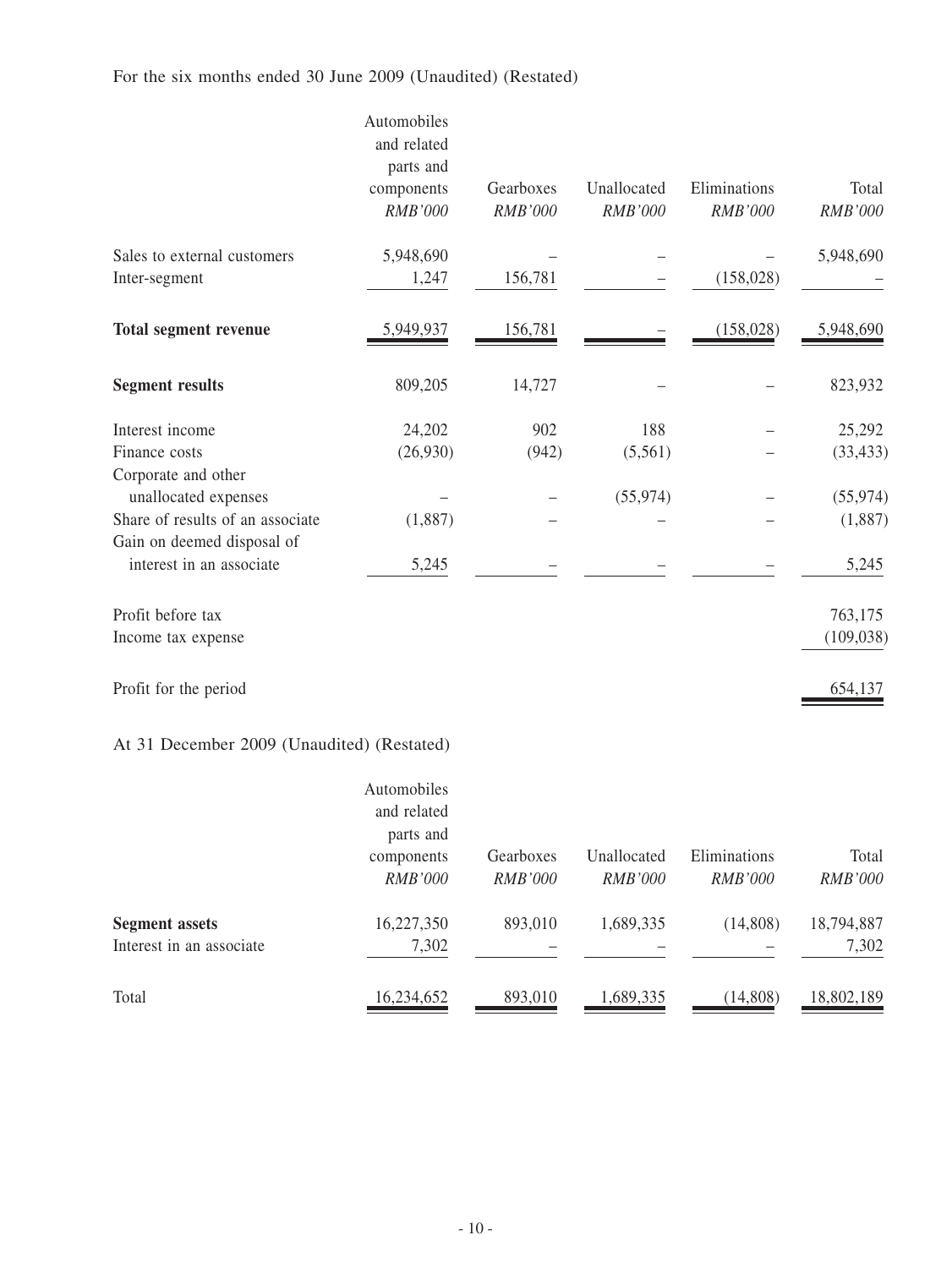For the six months ended 30 June 2009 (Unaudited) (Restated)

| | Automobiles and related parts and components | Gearboxes | Unallocated | Eliminations | Total |
|---|---|---|---|---|---|
| | *RMB'000* | *RMB'000* | *RMB'000* | *RMB'000* | *RMB'000* |
| Sales to external customers | 5,948,690 | – | – | – | 5,948,690 |
| Inter-segment | 1,247 | 156,781 | – | (158,028) | – |
| **Total segment revenue** | 5,949,937 | 156,781 | – | (158,028) | 5,948,690 |
| **Segment results** | 809,205 | 14,727 | – | – | 823,932 |
| Interest income | 24,202 | 902 | 188 | – | 25,292 |
| Finance costs | (26,930) | (942) | (5,561) | – | (33,433) |
| Corporate and other unallocated expenses | – | – | (55,974) | – | (55,974) |
| Share of results of an associate | (1,887) | – | – | – | (1,887) |
| Gain on deemed disposal of interest in an associate | 5,245 | – | – | – | 5,245 |
| Profit before tax | | | | | 763,175 |
| Income tax expense | | | | | (109,038) |
| Profit for the period | | | | | 654,137 |

At 31 December 2009 (Unaudited) (Restated)

| | Automobiles and related parts and components | Gearboxes | Unallocated | Eliminations | Total |
|---|---|---|---|---|---|
| | *RMB'000* | *RMB'000* | *RMB'000* | *RMB'000* | *RMB'000* |
| **Segment assets** | 16,227,350 | 893,010 | 1,689,335 | (14,808) | 18,794,887 |
| Interest in an associate | 7,302 | – | – | – | 7,302 |
| Total | 16,234,652 | 893,010 | 1,689,335 | (14,808) | 18,802,189 |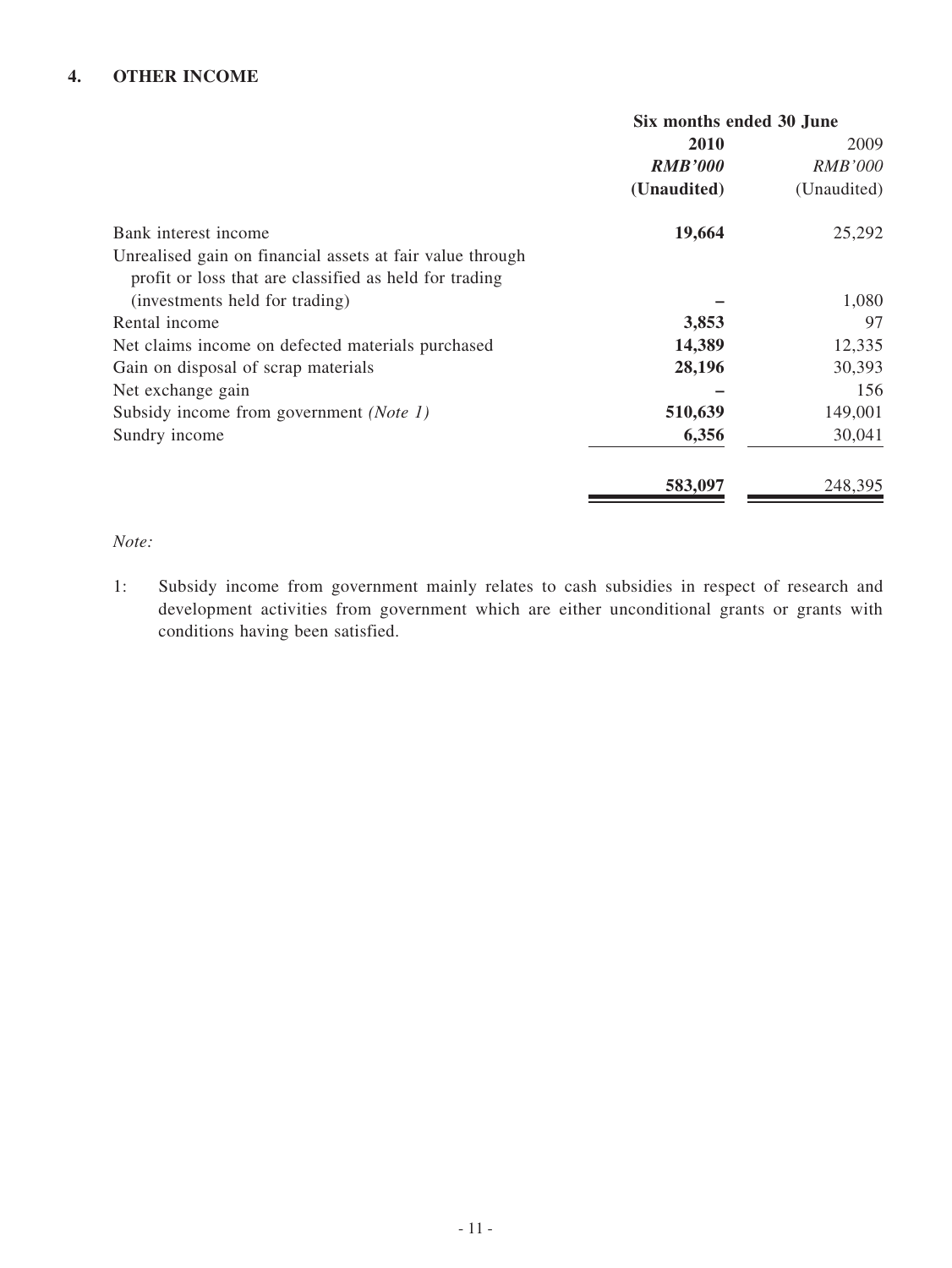## 4. OTHER INCOME

| | Six months ended 30 June | |
|---|---|---|
| | **2010** | 2009 |
| | ***RMB'000*** | *RMB'000* |
| | **(Unaudited)** | (Unaudited) |
| Bank interest income | **19,664** | 25,292 |
| Unrealised gain on financial assets at fair value through profit or loss that are classified as held for trading (investments held for trading) | **–** | 1,080 |
| Rental income | **3,853** | 97 |
| Net claims income on defected materials purchased | **14,389** | 12,335 |
| Gain on disposal of scrap materials | **28,196** | 30,393 |
| Net exchange gain | **–** | 156 |
| Subsidy income from government *(Note 1)* | **510,639** | 149,001 |
| Sundry income | **6,356** | 30,041 |
| | **583,097** | 248,395 |

*Note:*

1: Subsidy income from government mainly relates to cash subsidies in respect of research and development activities from government which are either unconditional grants or grants with conditions having been satisfied.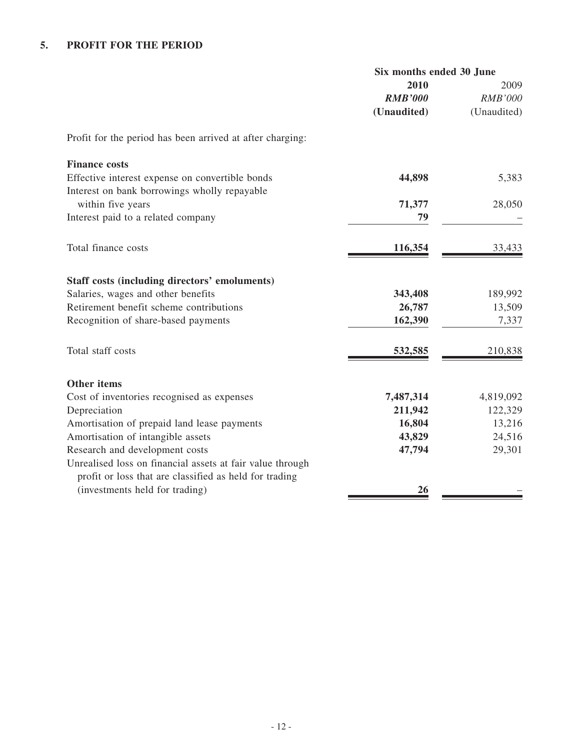## 5. PROFIT FOR THE PERIOD

| | Six months ended 30 June | |
|---|---|---|
| | **2010** | 2009 |
| | ***RMB'000*** | *RMB'000* |
| | **(Unaudited)** | (Unaudited) |
| Profit for the period has been arrived at after charging: | | |
| **Finance costs** | | |
| Effective interest expense on convertible bonds | **44,898** | 5,383 |
| Interest on bank borrowings wholly repayable within five years | **71,377** | 28,050 |
| Interest paid to a related company | **79** | – |
| Total finance costs | **116,354** | 33,433 |
| **Staff costs (including directors' emoluments)** | | |
| Salaries, wages and other benefits | **343,408** | 189,992 |
| Retirement benefit scheme contributions | **26,787** | 13,509 |
| Recognition of share-based payments | **162,390** | 7,337 |
| Total staff costs | **532,585** | 210,838 |
| **Other items** | | |
| Cost of inventories recognised as expenses | **7,487,314** | 4,819,092 |
| Depreciation | **211,942** | 122,329 |
| Amortisation of prepaid land lease payments | **16,804** | 13,216 |
| Amortisation of intangible assets | **43,829** | 24,516 |
| Research and development costs | **47,794** | 29,301 |
| Unrealised loss on financial assets at fair value through profit or loss that are classified as held for trading (investments held for trading) | **26** | – |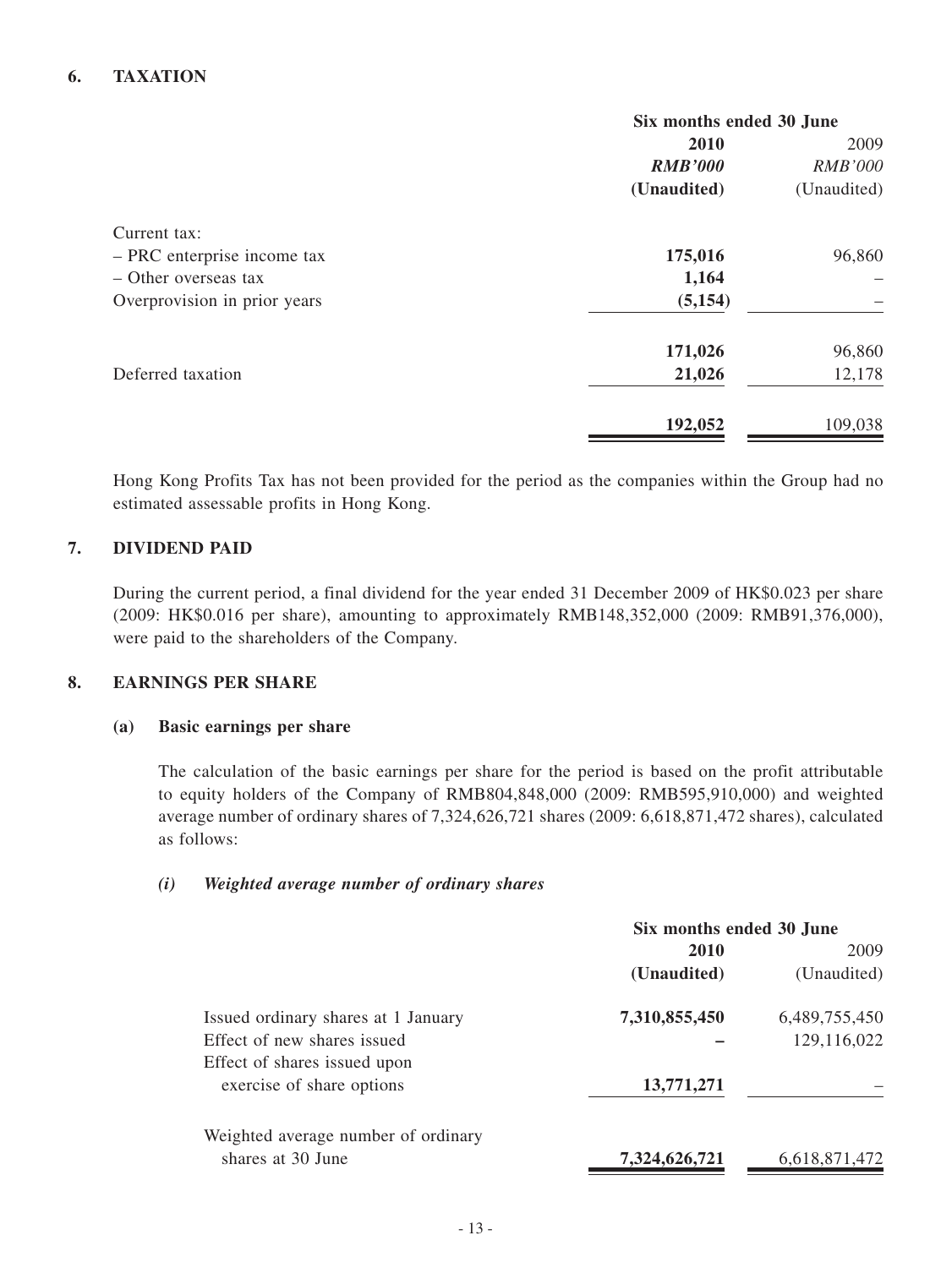## 6. TAXATION

| | Six months ended 30 June | |
|---|---|---|
| | **2010** | 2009 |
| | ***RMB'000*** | *RMB'000* |
| | **(Unaudited)** | (Unaudited) |
| Current tax: | | |
| – PRC enterprise income tax | **175,016** | 96,860 |
| – Other overseas tax | **1,164** | – |
| Overprovision in prior years | **(5,154)** | – |
| | **171,026** | 96,860 |
| Deferred taxation | **21,026** | 12,178 |
| | **192,052** | 109,038 |

Hong Kong Profits Tax has not been provided for the period as the companies within the Group had no estimated assessable profits in Hong Kong.

## 7. DIVIDEND PAID

During the current period, a final dividend for the year ended 31 December 2009 of HK$0.023 per share (2009: HK$0.016 per share), amounting to approximately RMB148,352,000 (2009: RMB91,376,000), were paid to the shareholders of the Company.

## 8. EARNINGS PER SHARE

### (a) Basic earnings per share

The calculation of the basic earnings per share for the period is based on the profit attributable to equity holders of the Company of RMB804,848,000 (2009: RMB595,910,000) and weighted average number of ordinary shares of 7,324,626,721 shares (2009: 6,618,871,472 shares), calculated as follows:

#### *(i) Weighted average number of ordinary shares*

| | Six months ended 30 June | |
|---|---|---|
| | **2010** | 2009 |
| | **(Unaudited)** | (Unaudited) |
| Issued ordinary shares at 1 January | **7,310,855,450** | 6,489,755,450 |
| Effect of new shares issued | **–** | 129,116,022 |
| Effect of shares issued upon exercise of share options | **13,771,271** | – |
| Weighted average number of ordinary shares at 30 June | **7,324,626,721** | 6,618,871,472 |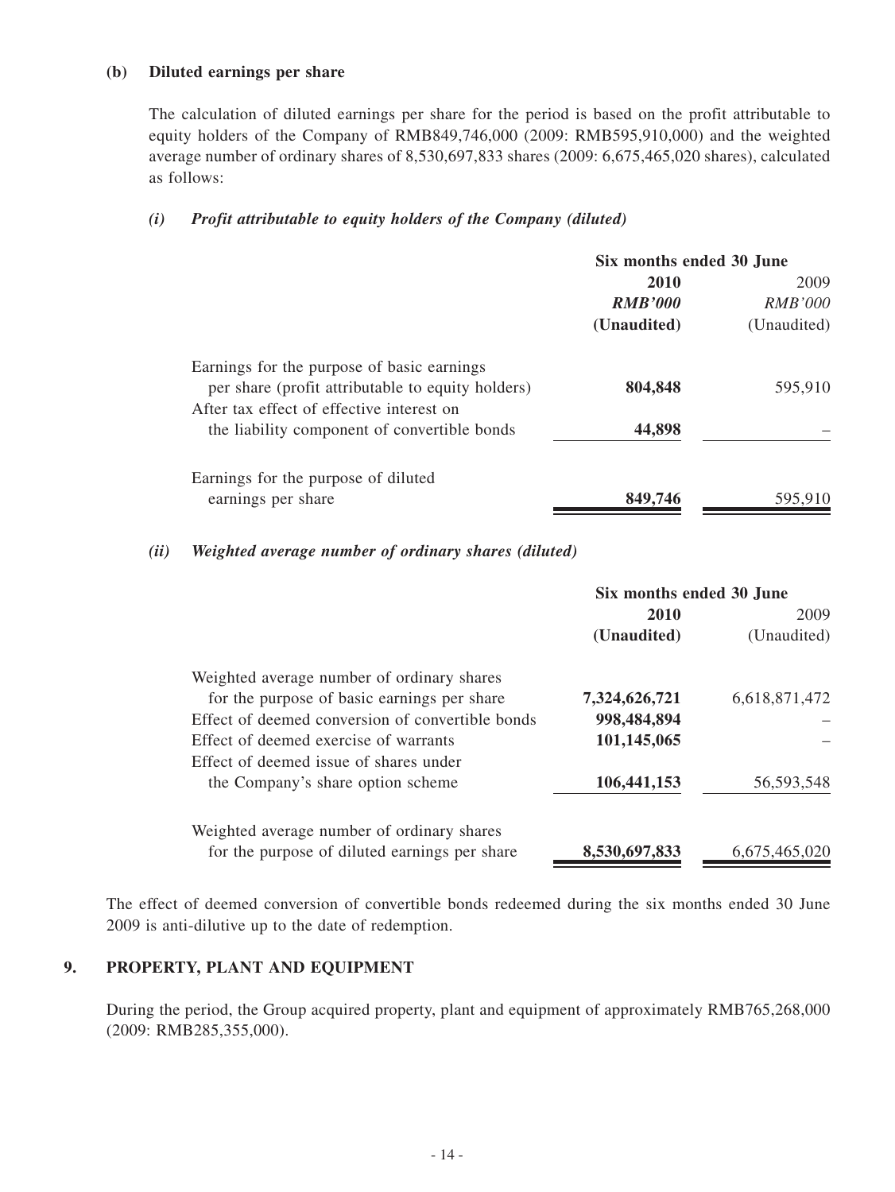**(b) Diluted earnings per share**

The calculation of diluted earnings per share for the period is based on the profit attributable to equity holders of the Company of RMB849,746,000 (2009: RMB595,910,000) and the weighted average number of ordinary shares of 8,530,697,833 shares (2009: 6,675,465,020 shares), calculated as follows:

***(i) Profit attributable to equity holders of the Company (diluted)***

| | Six months ended 30 June | |
|---|---|---|
| | **2010** | 2009 |
| | ***RMB'000*** | *RMB'000* |
| | **(Unaudited)** | (Unaudited) |
| Earnings for the purpose of basic earnings per share (profit attributable to equity holders) | **804,848** | 595,910 |
| After tax effect of effective interest on the liability component of convertible bonds | **44,898** | – |
| Earnings for the purpose of diluted earnings per share | **849,746** | 595,910 |

***(ii) Weighted average number of ordinary shares (diluted)***

| | Six months ended 30 June | |
|---|---|---|
| | **2010** | 2009 |
| | **(Unaudited)** | (Unaudited) |
| Weighted average number of ordinary shares for the purpose of basic earnings per share | **7,324,626,721** | 6,618,871,472 |
| Effect of deemed conversion of convertible bonds | **998,484,894** | – |
| Effect of deemed exercise of warrants | **101,145,065** | – |
| Effect of deemed issue of shares under the Company's share option scheme | **106,441,153** | 56,593,548 |
| Weighted average number of ordinary shares for the purpose of diluted earnings per share | **8,530,697,833** | 6,675,465,020 |

The effect of deemed conversion of convertible bonds redeemed during the six months ended 30 June 2009 is anti-dilutive up to the date of redemption.

## 9. PROPERTY, PLANT AND EQUIPMENT

During the period, the Group acquired property, plant and equipment of approximately RMB765,268,000 (2009: RMB285,355,000).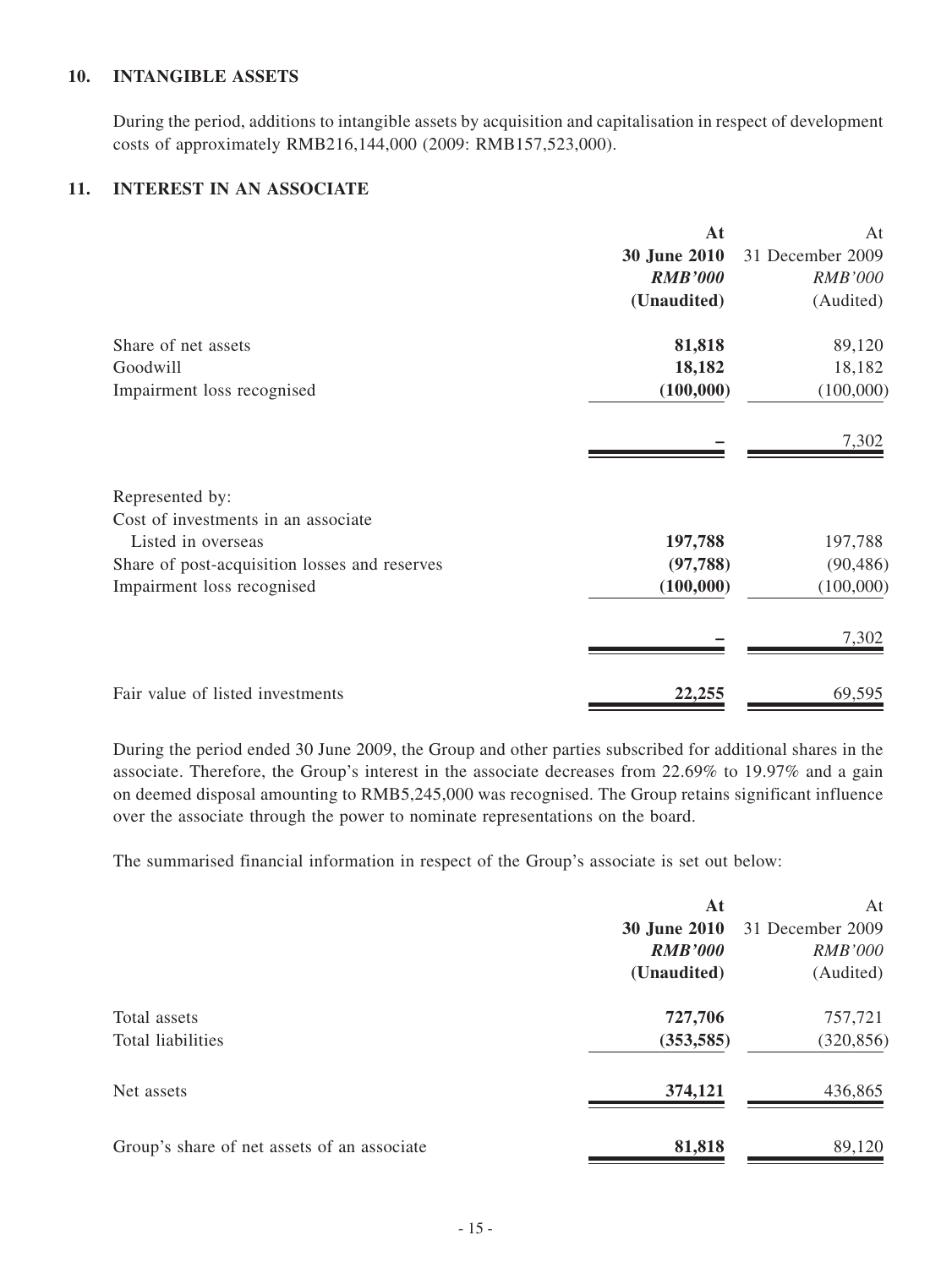## 10. INTANGIBLE ASSETS

During the period, additions to intangible assets by acquisition and capitalisation in respect of development costs of approximately RMB216,144,000 (2009: RMB157,523,000).

## 11. INTEREST IN AN ASSOCIATE

| | **At 30 June 2010** ***RMB'000*** **(Unaudited)** | At 31 December 2009 *RMB'000* (Audited) |
|---|---|---|
| Share of net assets | **81,818** | 89,120 |
| Goodwill | **18,182** | 18,182 |
| Impairment loss recognised | **(100,000)** | (100,000) |
| | **–** | 7,302 |
| Represented by: | | |
| Cost of investments in an associate | | |
| Listed in overseas | **197,788** | 197,788 |
| Share of post-acquisition losses and reserves | **(97,788)** | (90,486) |
| Impairment loss recognised | **(100,000)** | (100,000) |
| | **–** | 7,302 |
| Fair value of listed investments | **22,255** | 69,595 |

During the period ended 30 June 2009, the Group and other parties subscribed for additional shares in the associate. Therefore, the Group's interest in the associate decreases from 22.69% to 19.97% and a gain on deemed disposal amounting to RMB5,245,000 was recognised. The Group retains significant influence over the associate through the power to nominate representations on the board.

The summarised financial information in respect of the Group's associate is set out below:

| | **At 30 June 2010** ***RMB'000*** **(Unaudited)** | At 31 December 2009 *RMB'000* (Audited) |
|---|---|---|
| Total assets | **727,706** | 757,721 |
| Total liabilities | **(353,585)** | (320,856) |
| Net assets | **374,121** | 436,865 |
| Group's share of net assets of an associate | **81,818** | 89,120 |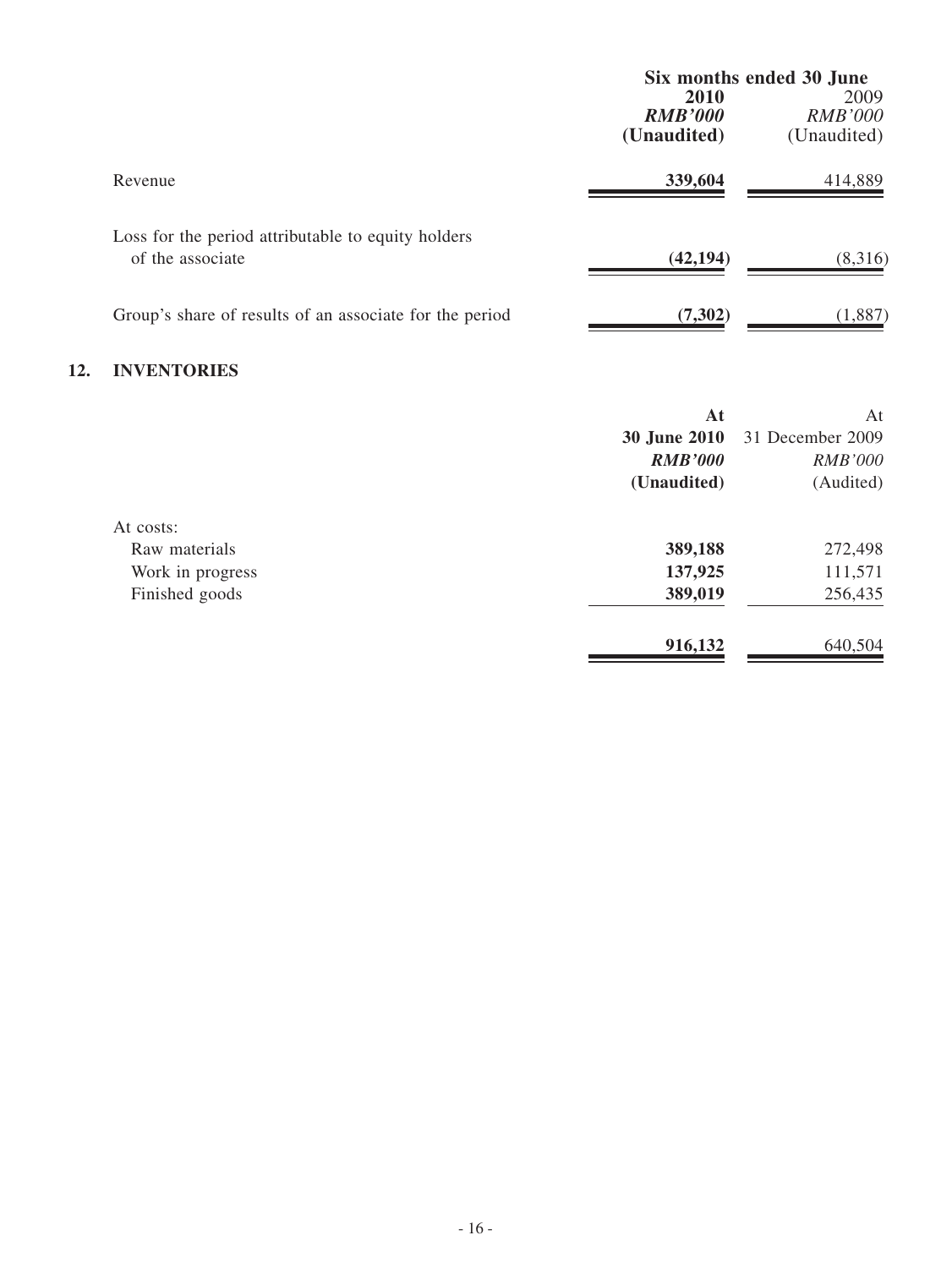| | Six months ended 30 June | |
|---|---|---|
| | **2010** | 2009 |
| | ***RMB'000*** | *RMB'000* |
| | **(Unaudited)** | (Unaudited) |
| Revenue | **339,604** | 414,889 |
| Loss for the period attributable to equity holders of the associate | **(42,194)** | (8,316) |
| Group's share of results of an associate for the period | **(7,302)** | (1,887) |

## 12. INVENTORIES

| | **At 30 June 2010** | At 31 December 2009 |
|---|---|---|
| | ***RMB'000*** | *RMB'000* |
| | **(Unaudited)** | (Audited) |
| At costs: | | |
| Raw materials | **389,188** | 272,498 |
| Work in progress | **137,925** | 111,571 |
| Finished goods | **389,019** | 256,435 |
| | **916,132** | 640,504 |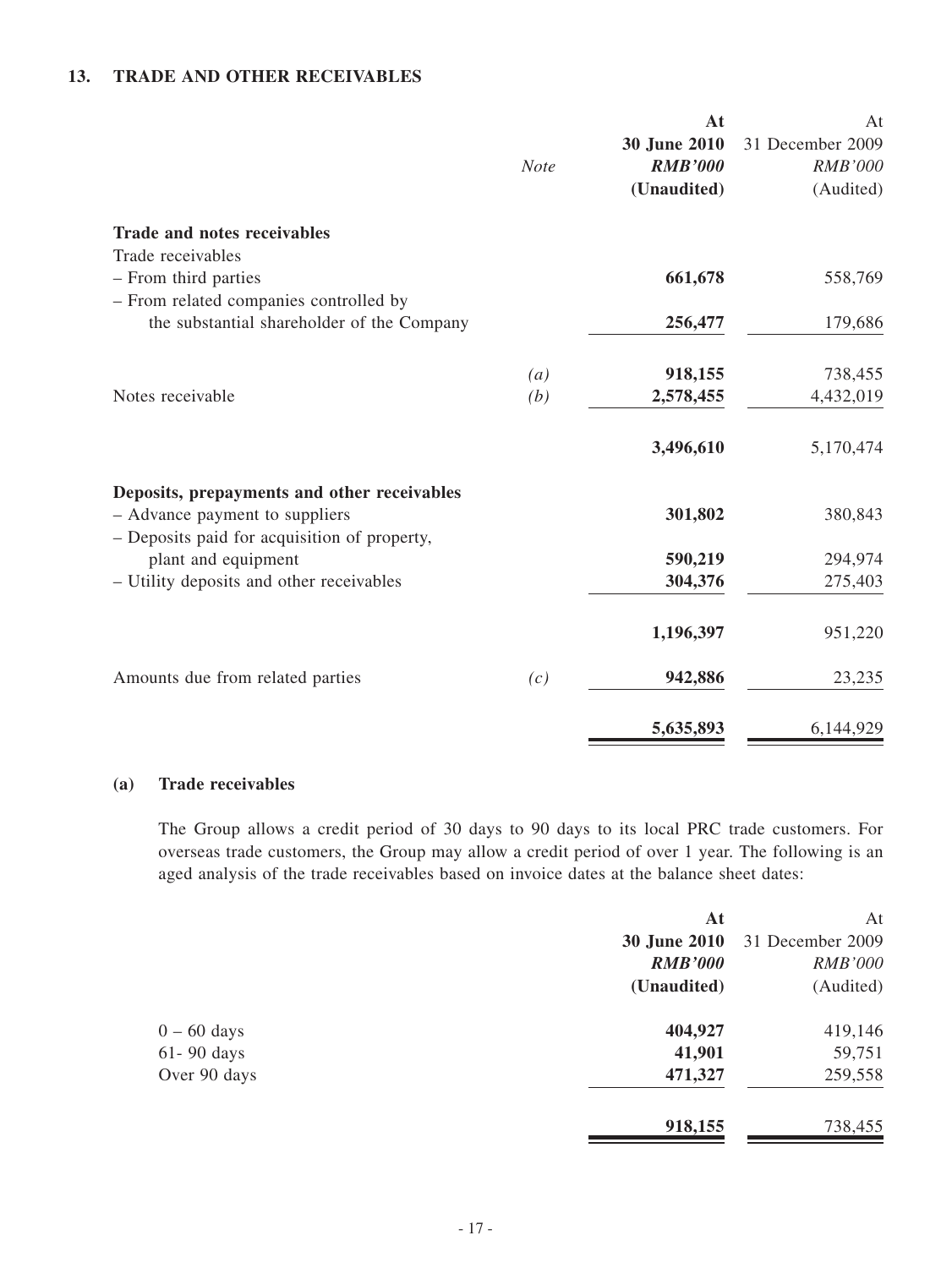## 13. TRADE AND OTHER RECEIVABLES

| | Note | At 30 June 2010 RMB'000 (Unaudited) | At 31 December 2009 RMB'000 (Audited) |
|---|---|---|---|
| **Trade and notes receivables** | | | |
| Trade receivables | | | |
| – From third parties | | **661,678** | 558,769 |
| – From related companies controlled by the substantial shareholder of the Company | | **256,477** | 179,686 |
| | *(a)* | **918,155** | 738,455 |
| Notes receivable | *(b)* | **2,578,455** | 4,432,019 |
| | | **3,496,610** | 5,170,474 |
| **Deposits, prepayments and other receivables** | | | |
| – Advance payment to suppliers | | **301,802** | 380,843 |
| – Deposits paid for acquisition of property, plant and equipment | | **590,219** | 294,974 |
| – Utility deposits and other receivables | | **304,376** | 275,403 |
| | | **1,196,397** | 951,220 |
| Amounts due from related parties | *(c)* | **942,886** | 23,235 |
| | | **5,635,893** | 6,144,929 |

### (a) Trade receivables

The Group allows a credit period of 30 days to 90 days to its local PRC trade customers. For overseas trade customers, the Group may allow a credit period of over 1 year. The following is an aged analysis of the trade receivables based on invoice dates at the balance sheet dates:

| | At 30 June 2010 RMB'000 (Unaudited) | At 31 December 2009 RMB'000 (Audited) |
|---|---|---|
| 0 – 60 days | **404,927** | 419,146 |
| 61- 90 days | **41,901** | 59,751 |
| Over 90 days | **471,327** | 259,558 |
| | **918,155** | 738,455 |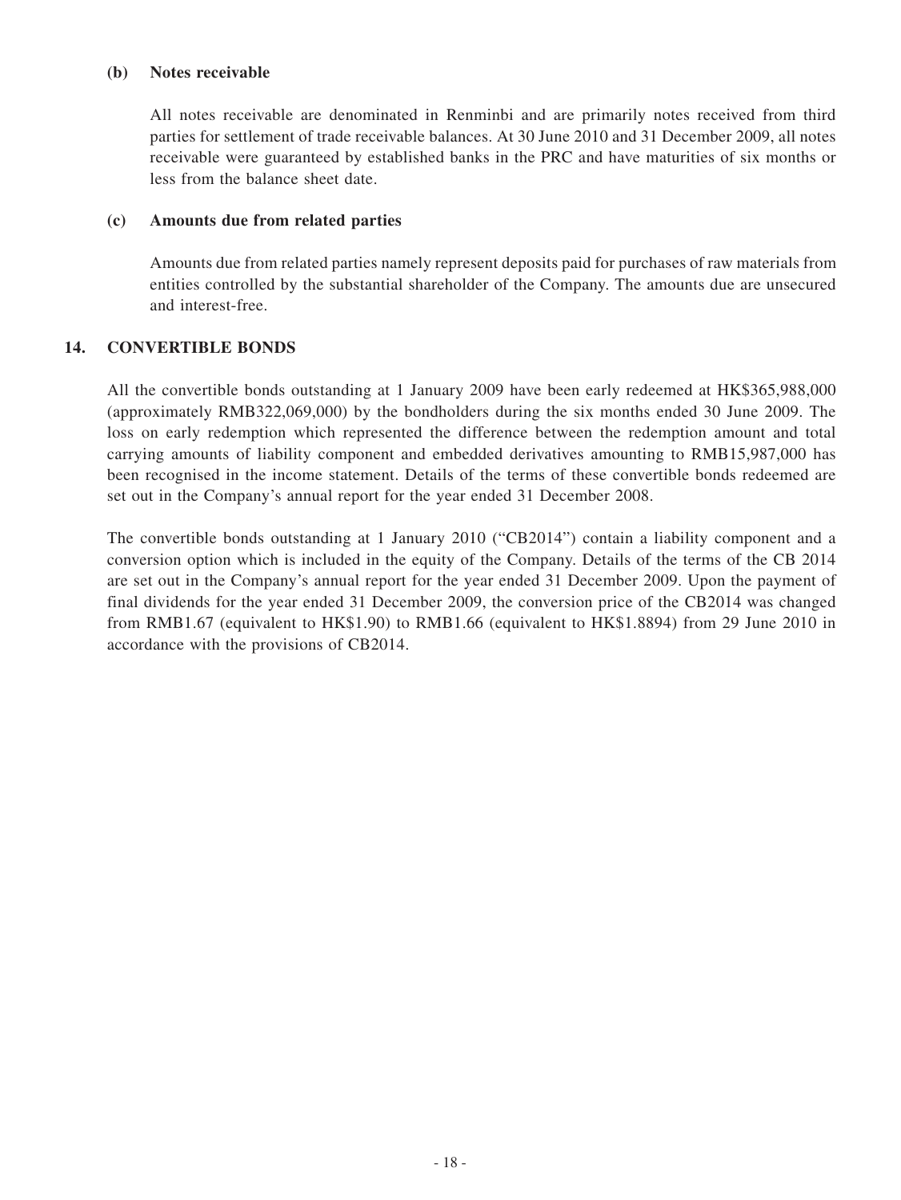**(b) Notes receivable**

All notes receivable are denominated in Renminbi and are primarily notes received from third parties for settlement of trade receivable balances. At 30 June 2010 and 31 December 2009, all notes receivable were guaranteed by established banks in the PRC and have maturities of six months or less from the balance sheet date.

**(c) Amounts due from related parties**

Amounts due from related parties namely represent deposits paid for purchases of raw materials from entities controlled by the substantial shareholder of the Company. The amounts due are unsecured and interest-free.

## 14. CONVERTIBLE BONDS

All the convertible bonds outstanding at 1 January 2009 have been early redeemed at HK$365,988,000 (approximately RMB322,069,000) by the bondholders during the six months ended 30 June 2009. The loss on early redemption which represented the difference between the redemption amount and total carrying amounts of liability component and embedded derivatives amounting to RMB15,987,000 has been recognised in the income statement. Details of the terms of these convertible bonds redeemed are set out in the Company's annual report for the year ended 31 December 2008.

The convertible bonds outstanding at 1 January 2010 ("CB2014") contain a liability component and a conversion option which is included in the equity of the Company. Details of the terms of the CB 2014 are set out in the Company's annual report for the year ended 31 December 2009. Upon the payment of final dividends for the year ended 31 December 2009, the conversion price of the CB2014 was changed from RMB1.67 (equivalent to HK$1.90) to RMB1.66 (equivalent to HK$1.8894) from 29 June 2010 in accordance with the provisions of CB2014.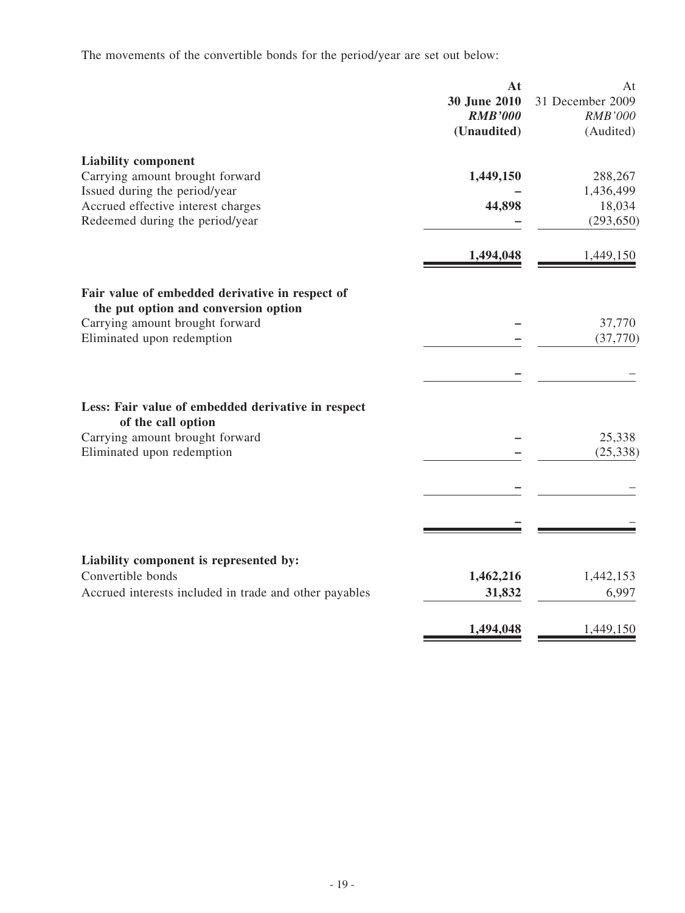The movements of the convertible bonds for the period/year are set out below:

| | **At 30 June 2010** *RMB'000* **(Unaudited)** | At 31 December 2009 *RMB'000* (Audited) |
|---|---|---|
| **Liability component** | | |
| Carrying amount brought forward | **1,449,150** | 288,267 |
| Issued during the period/year | **–** | 1,436,499 |
| Accrued effective interest charges | **44,898** | 18,034 |
| Redeemed during the period/year | **–** | (293,650) |
| | **1,494,048** | 1,449,150 |
| **Fair value of embedded derivative in respect of the put option and conversion option** | | |
| Carrying amount brought forward | **–** | 37,770 |
| Eliminated upon redemption | **–** | (37,770) |
| | **–** | – |
| **Less: Fair value of embedded derivative in respect of the call option** | | |
| Carrying amount brought forward | **–** | 25,338 |
| Eliminated upon redemption | **–** | (25,338) |
| | **–** | – |
| | **–** | – |
| **Liability component is represented by:** | | |
| Convertible bonds | **1,462,216** | 1,442,153 |
| Accrued interests included in trade and other payables | **31,832** | 6,997 |
| | **1,494,048** | 1,449,150 |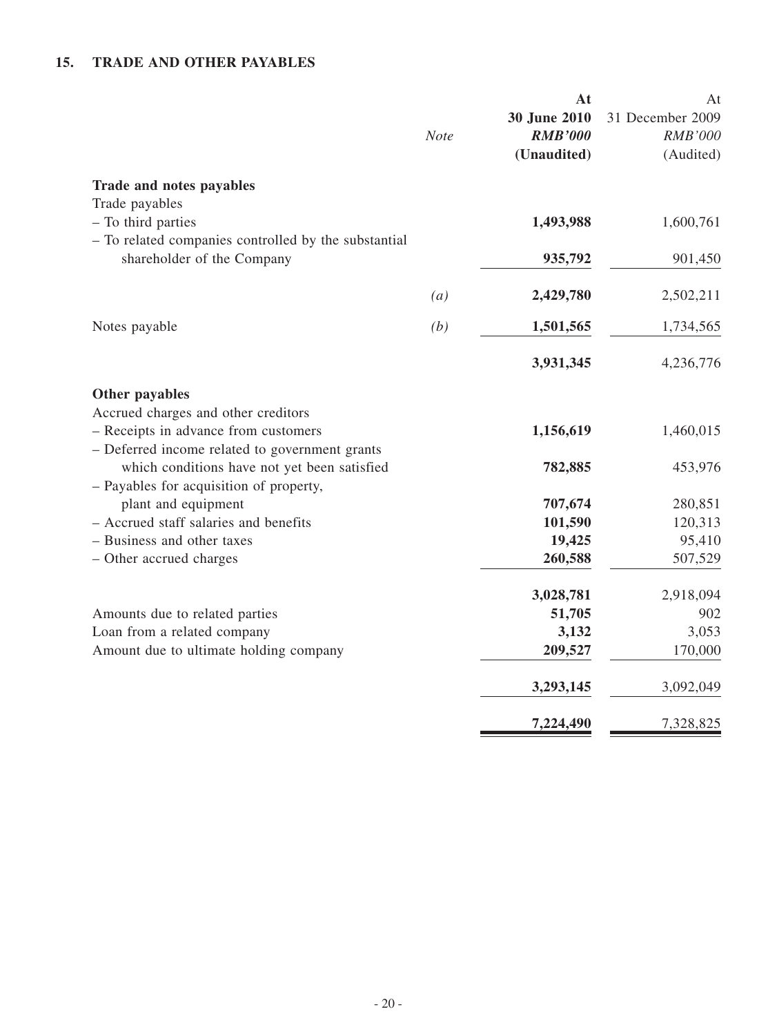## 15. TRADE AND OTHER PAYABLES

| | *Note* | **At 30 June 2010 *RMB'000* (Unaudited)** | At 31 December 2009 *RMB'000* (Audited) |
|---|---|---|---|
| **Trade and notes payables** | | | |
| Trade payables | | | |
| – To third parties | | **1,493,988** | 1,600,761 |
| – To related companies controlled by the substantial shareholder of the Company | | **935,792** | 901,450 |
| | *(a)* | **2,429,780** | 2,502,211 |
| Notes payable | *(b)* | **1,501,565** | 1,734,565 |
| | | **3,931,345** | 4,236,776 |
| **Other payables** | | | |
| Accrued charges and other creditors | | | |
| – Receipts in advance from customers | | **1,156,619** | 1,460,015 |
| – Deferred income related to government grants which conditions have not yet been satisfied | | **782,885** | 453,976 |
| – Payables for acquisition of property, plant and equipment | | **707,674** | 280,851 |
| – Accrued staff salaries and benefits | | **101,590** | 120,313 |
| – Business and other taxes | | **19,425** | 95,410 |
| – Other accrued charges | | **260,588** | 507,529 |
| | | **3,028,781** | 2,918,094 |
| Amounts due to related parties | | **51,705** | 902 |
| Loan from a related company | | **3,132** | 3,053 |
| Amount due to ultimate holding company | | **209,527** | 170,000 |
| | | **3,293,145** | 3,092,049 |
| | | **7,224,490** | 7,328,825 |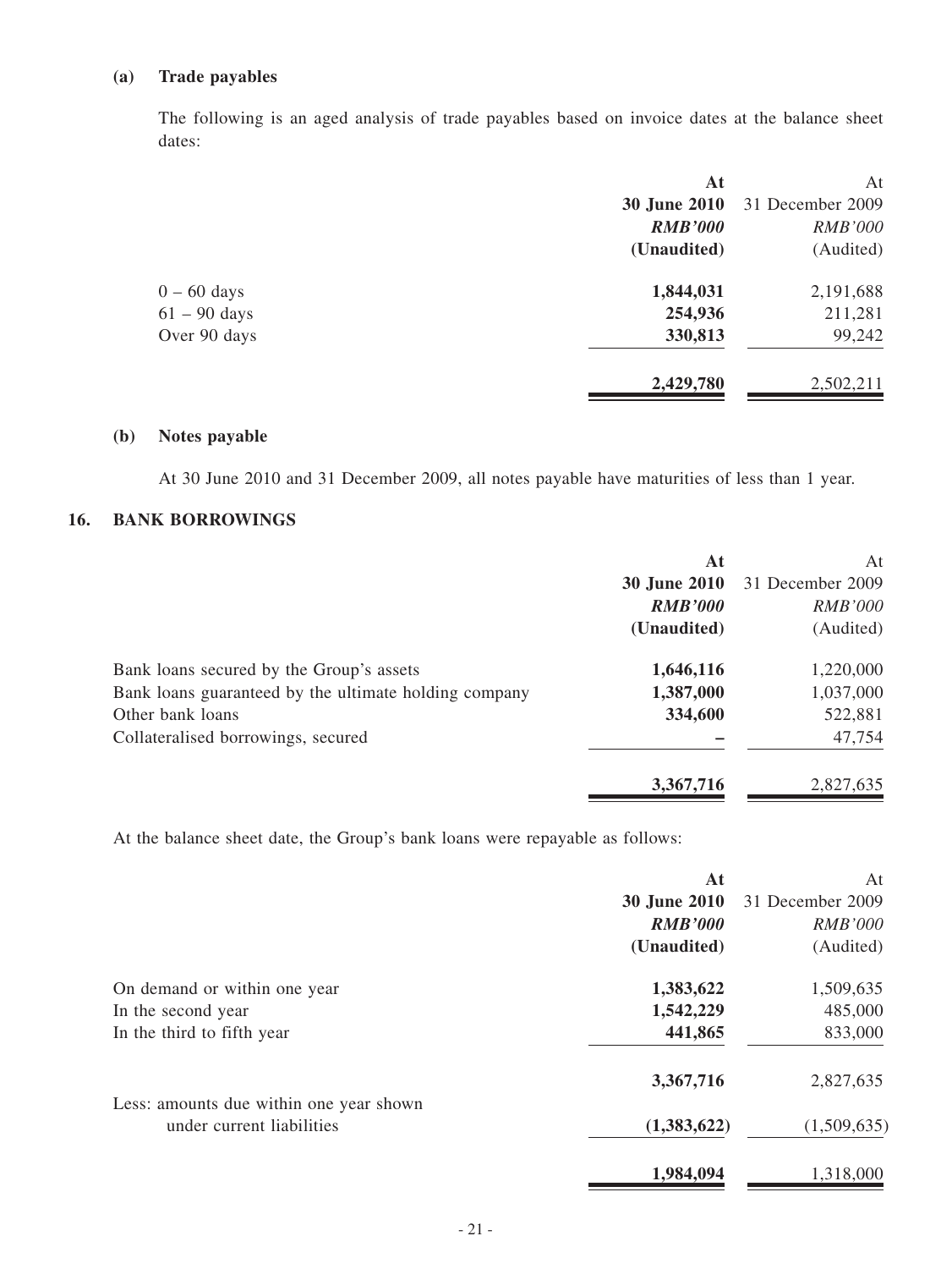### (a) Trade payables

The following is an aged analysis of trade payables based on invoice dates at the balance sheet dates:

| | **At 30 June 2010** | At 31 December 2009 |
|---|---|---|
| | ***RMB'000*** | *RMB'000* |
| | **(Unaudited)** | (Audited) |
| 0 – 60 days | **1,844,031** | 2,191,688 |
| 61 – 90 days | **254,936** | 211,281 |
| Over 90 days | **330,813** | 99,242 |
| | **2,429,780** | 2,502,211 |

### (b) Notes payable

At 30 June 2010 and 31 December 2009, all notes payable have maturities of less than 1 year.

## 16. BANK BORROWINGS

| | **At 30 June 2010** | At 31 December 2009 |
|---|---|---|
| | ***RMB'000*** | *RMB'000* |
| | **(Unaudited)** | (Audited) |
| Bank loans secured by the Group's assets | **1,646,116** | 1,220,000 |
| Bank loans guaranteed by the ultimate holding company | **1,387,000** | 1,037,000 |
| Other bank loans | **334,600** | 522,881 |
| Collateralised borrowings, secured | **–** | 47,754 |
| | **3,367,716** | 2,827,635 |

At the balance sheet date, the Group's bank loans were repayable as follows:

| | **At 30 June 2010** | At 31 December 2009 |
|---|---|---|
| | ***RMB'000*** | *RMB'000* |
| | **(Unaudited)** | (Audited) |
| On demand or within one year | **1,383,622** | 1,509,635 |
| In the second year | **1,542,229** | 485,000 |
| In the third to fifth year | **441,865** | 833,000 |
| | **3,367,716** | 2,827,635 |
| Less: amounts due within one year shown under current liabilities | **(1,383,622)** | (1,509,635) |
| | **1,984,094** | 1,318,000 |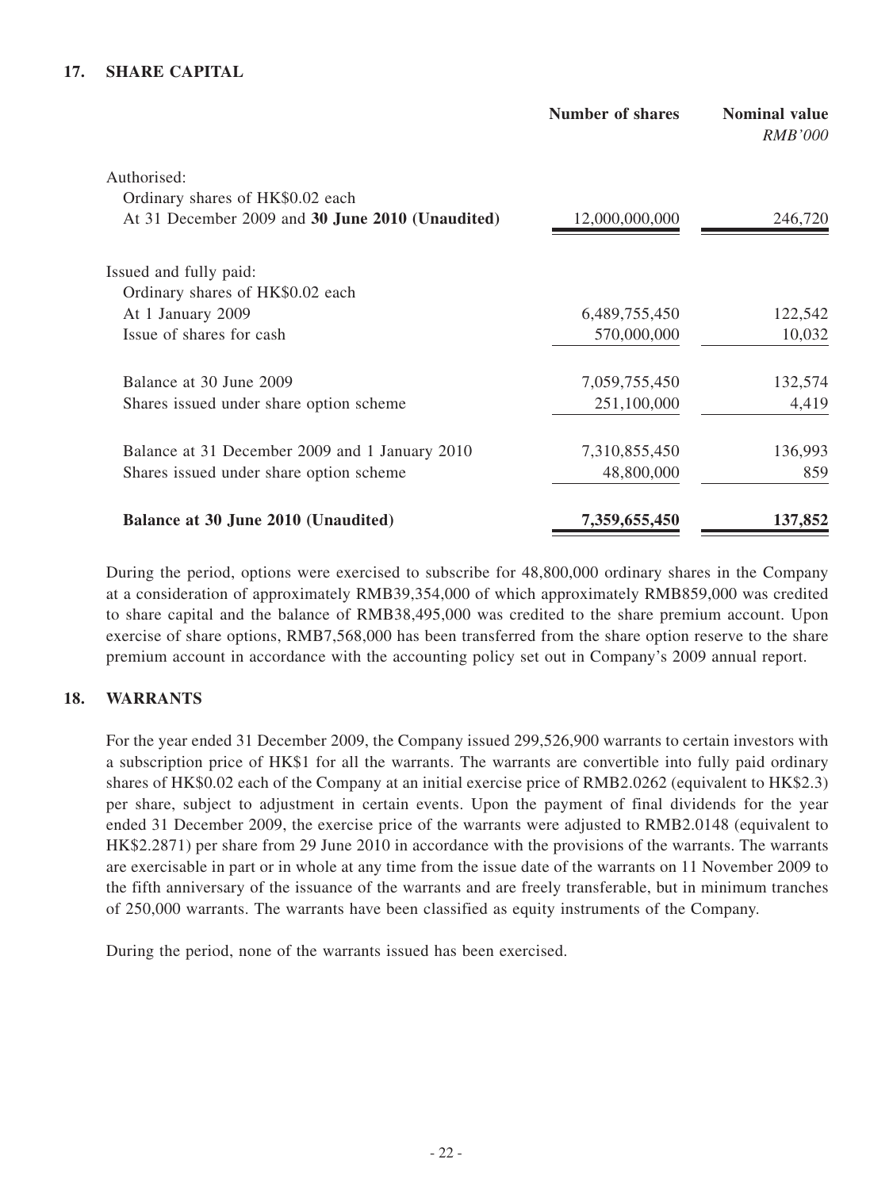## 17. SHARE CAPITAL

| | Number of shares | Nominal value *RMB'000* |
|---|---|---|
| Authorised: | | |
| Ordinary shares of HK$0.02 each | | |
| At 31 December 2009 and **30 June 2010 (Unaudited)** | 12,000,000,000 | 246,720 |
| | | |
| Issued and fully paid: | | |
| Ordinary shares of HK$0.02 each | | |
| At 1 January 2009 | 6,489,755,450 | 122,542 |
| Issue of shares for cash | 570,000,000 | 10,032 |
| | | |
| Balance at 30 June 2009 | 7,059,755,450 | 132,574 |
| Shares issued under share option scheme | 251,100,000 | 4,419 |
| | | |
| Balance at 31 December 2009 and 1 January 2010 | 7,310,855,450 | 136,993 |
| Shares issued under share option scheme | 48,800,000 | 859 |
| | | |
| **Balance at 30 June 2010 (Unaudited)** | **7,359,655,450** | **137,852** |

During the period, options were exercised to subscribe for 48,800,000 ordinary shares in the Company at a consideration of approximately RMB39,354,000 of which approximately RMB859,000 was credited to share capital and the balance of RMB38,495,000 was credited to the share premium account. Upon exercise of share options, RMB7,568,000 has been transferred from the share option reserve to the share premium account in accordance with the accounting policy set out in Company's 2009 annual report.

## 18. WARRANTS

For the year ended 31 December 2009, the Company issued 299,526,900 warrants to certain investors with a subscription price of HK$1 for all the warrants. The warrants are convertible into fully paid ordinary shares of HK$0.02 each of the Company at an initial exercise price of RMB2.0262 (equivalent to HK$2.3) per share, subject to adjustment in certain events. Upon the payment of final dividends for the year ended 31 December 2009, the exercise price of the warrants were adjusted to RMB2.0148 (equivalent to HK$2.2871) per share from 29 June 2010 in accordance with the provisions of the warrants. The warrants are exercisable in part or in whole at any time from the issue date of the warrants on 11 November 2009 to the fifth anniversary of the issuance of the warrants and are freely transferable, but in minimum tranches of 250,000 warrants. The warrants have been classified as equity instruments of the Company.

During the period, none of the warrants issued has been exercised.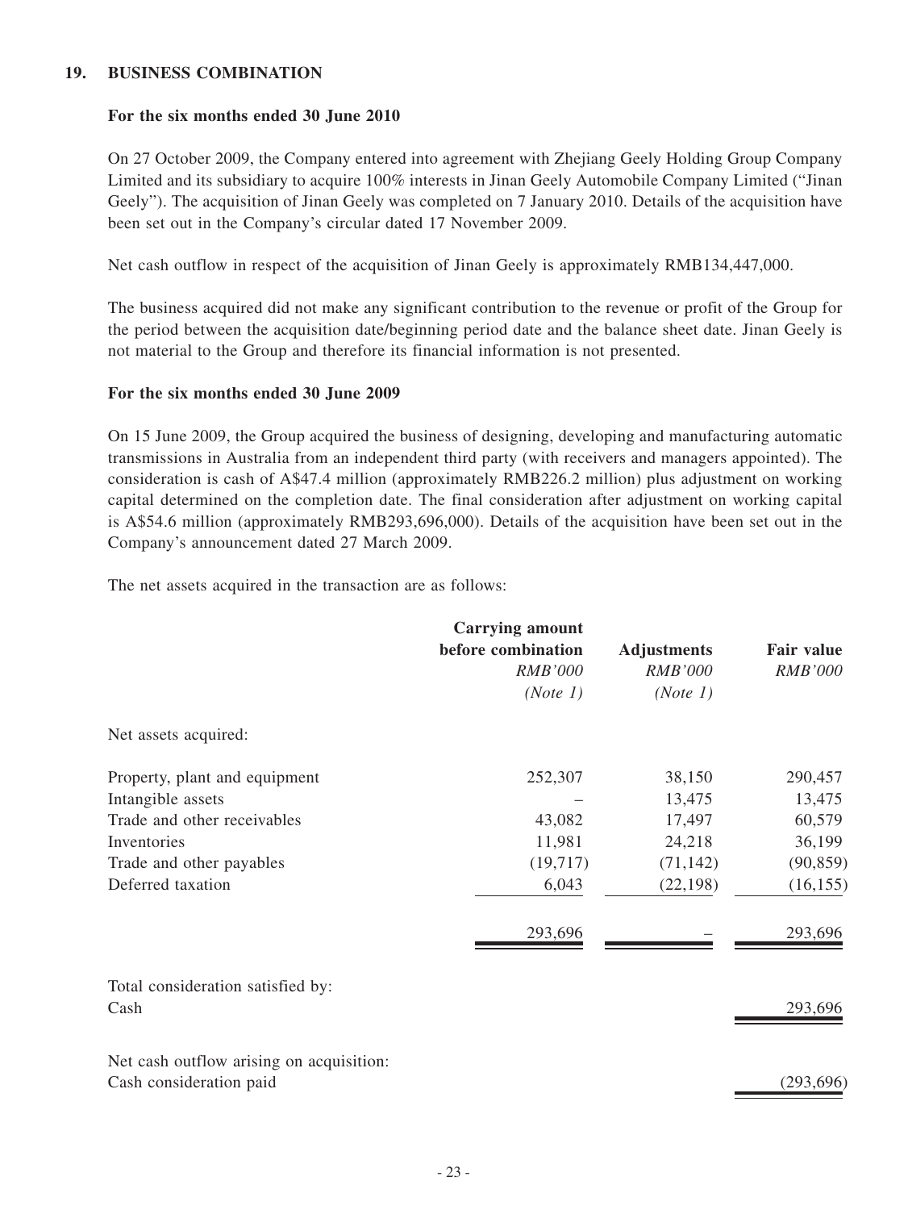## 19. BUSINESS COMBINATION

### For the six months ended 30 June 2010

On 27 October 2009, the Company entered into agreement with Zhejiang Geely Holding Group Company Limited and its subsidiary to acquire 100% interests in Jinan Geely Automobile Company Limited ("Jinan Geely"). The acquisition of Jinan Geely was completed on 7 January 2010. Details of the acquisition have been set out in the Company's circular dated 17 November 2009.

Net cash outflow in respect of the acquisition of Jinan Geely is approximately RMB134,447,000.

The business acquired did not make any significant contribution to the revenue or profit of the Group for the period between the acquisition date/beginning period date and the balance sheet date. Jinan Geely is not material to the Group and therefore its financial information is not presented.

### For the six months ended 30 June 2009

On 15 June 2009, the Group acquired the business of designing, developing and manufacturing automatic transmissions in Australia from an independent third party (with receivers and managers appointed). The consideration is cash of A$47.4 million (approximately RMB226.2 million) plus adjustment on working capital determined on the completion date. The final consideration after adjustment on working capital is A$54.6 million (approximately RMB293,696,000). Details of the acquisition have been set out in the Company's announcement dated 27 March 2009.

The net assets acquired in the transaction are as follows:

| | Carrying amount before combination *RMB'000* *(Note 1)* | Adjustments *RMB'000* *(Note 1)* | Fair value *RMB'000* |
|---|---|---|---|
| Net assets acquired: | | | |
| Property, plant and equipment | 252,307 | 38,150 | 290,457 |
| Intangible assets | – | 13,475 | 13,475 |
| Trade and other receivables | 43,082 | 17,497 | 60,579 |
| Inventories | 11,981 | 24,218 | 36,199 |
| Trade and other payables | (19,717) | (71,142) | (90,859) |
| Deferred taxation | 6,043 | (22,198) | (16,155) |
| | 293,696 | – | 293,696 |
| Total consideration satisfied by: | | | |
| Cash | | | 293,696 |
| Net cash outflow arising on acquisition: | | | |
| Cash consideration paid | | | (293,696) |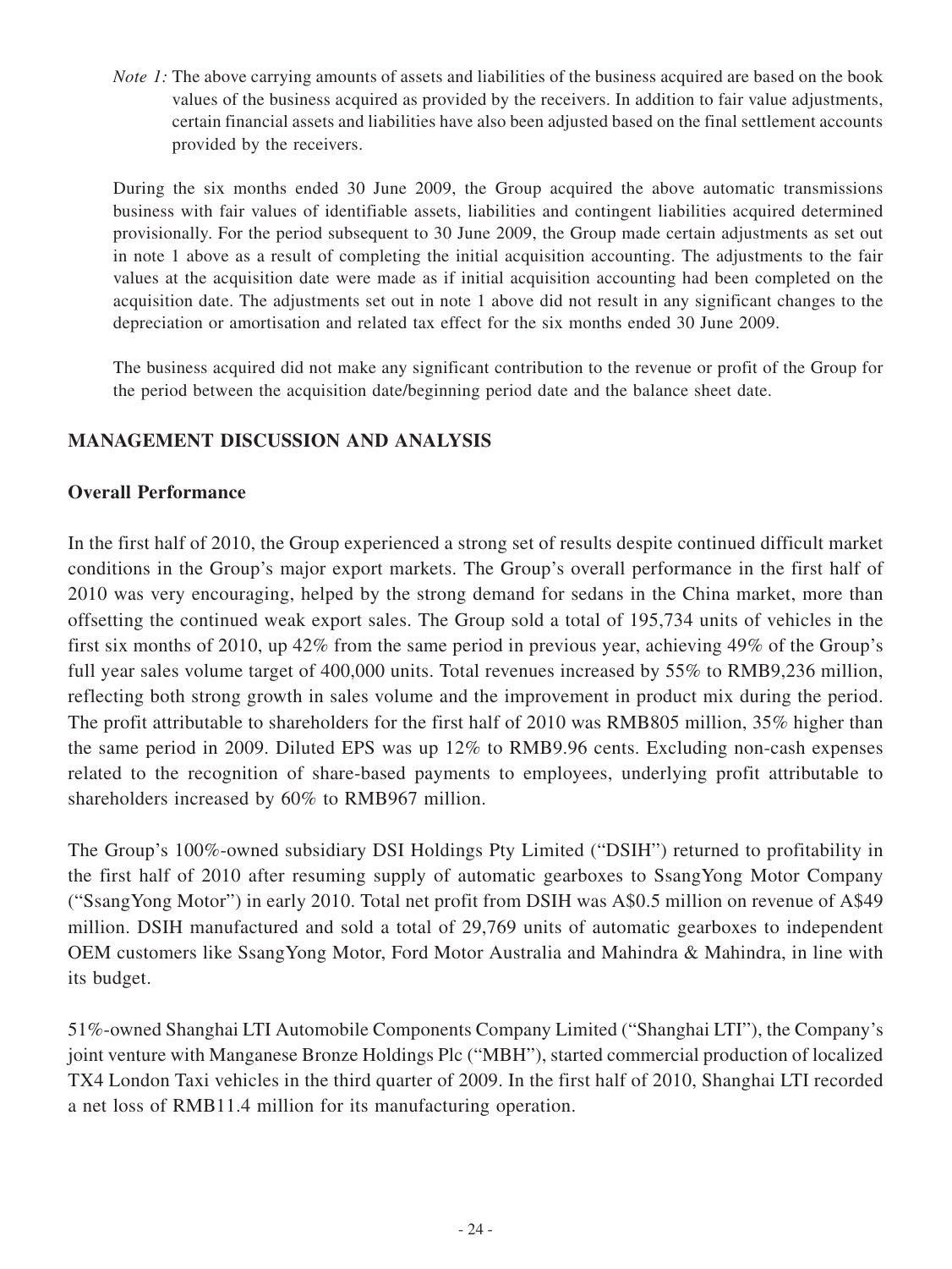*Note 1:* The above carrying amounts of assets and liabilities of the business acquired are based on the book values of the business acquired as provided by the receivers. In addition to fair value adjustments, certain financial assets and liabilities have also been adjusted based on the final settlement accounts provided by the receivers.

During the six months ended 30 June 2009, the Group acquired the above automatic transmissions business with fair values of identifiable assets, liabilities and contingent liabilities acquired determined provisionally. For the period subsequent to 30 June 2009, the Group made certain adjustments as set out in note 1 above as a result of completing the initial acquisition accounting. The adjustments to the fair values at the acquisition date were made as if initial acquisition accounting had been completed on the acquisition date. The adjustments set out in note 1 above did not result in any significant changes to the depreciation or amortisation and related tax effect for the six months ended 30 June 2009.

The business acquired did not make any significant contribution to the revenue or profit of the Group for the period between the acquisition date/beginning period date and the balance sheet date.

## MANAGEMENT DISCUSSION AND ANALYSIS

### Overall Performance

In the first half of 2010, the Group experienced a strong set of results despite continued difficult market conditions in the Group's major export markets. The Group's overall performance in the first half of 2010 was very encouraging, helped by the strong demand for sedans in the China market, more than offsetting the continued weak export sales. The Group sold a total of 195,734 units of vehicles in the first six months of 2010, up 42% from the same period in previous year, achieving 49% of the Group's full year sales volume target of 400,000 units. Total revenues increased by 55% to RMB9,236 million, reflecting both strong growth in sales volume and the improvement in product mix during the period. The profit attributable to shareholders for the first half of 2010 was RMB805 million, 35% higher than the same period in 2009. Diluted EPS was up 12% to RMB9.96 cents. Excluding non-cash expenses related to the recognition of share-based payments to employees, underlying profit attributable to shareholders increased by 60% to RMB967 million.

The Group's 100%-owned subsidiary DSI Holdings Pty Limited ("DSIH") returned to profitability in the first half of 2010 after resuming supply of automatic gearboxes to SsangYong Motor Company ("SsangYong Motor") in early 2010. Total net profit from DSIH was A$0.5 million on revenue of A$49 million. DSIH manufactured and sold a total of 29,769 units of automatic gearboxes to independent OEM customers like SsangYong Motor, Ford Motor Australia and Mahindra & Mahindra, in line with its budget.

51%-owned Shanghai LTI Automobile Components Company Limited ("Shanghai LTI"), the Company's joint venture with Manganese Bronze Holdings Plc ("MBH"), started commercial production of localized TX4 London Taxi vehicles in the third quarter of 2009. In the first half of 2010, Shanghai LTI recorded a net loss of RMB11.4 million for its manufacturing operation.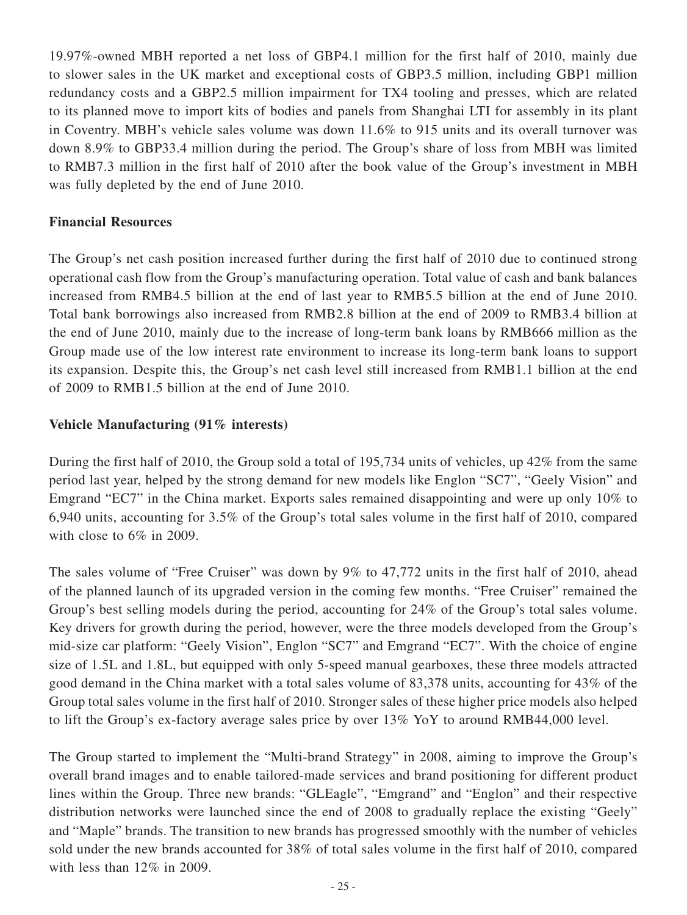19.97%-owned MBH reported a net loss of GBP4.1 million for the first half of 2010, mainly due to slower sales in the UK market and exceptional costs of GBP3.5 million, including GBP1 million redundancy costs and a GBP2.5 million impairment for TX4 tooling and presses, which are related to its planned move to import kits of bodies and panels from Shanghai LTI for assembly in its plant in Coventry. MBH's vehicle sales volume was down 11.6% to 915 units and its overall turnover was down 8.9% to GBP33.4 million during the period. The Group's share of loss from MBH was limited to RMB7.3 million in the first half of 2010 after the book value of the Group's investment in MBH was fully depleted by the end of June 2010.

**Financial Resources**

The Group's net cash position increased further during the first half of 2010 due to continued strong operational cash flow from the Group's manufacturing operation. Total value of cash and bank balances increased from RMB4.5 billion at the end of last year to RMB5.5 billion at the end of June 2010. Total bank borrowings also increased from RMB2.8 billion at the end of 2009 to RMB3.4 billion at the end of June 2010, mainly due to the increase of long-term bank loans by RMB666 million as the Group made use of the low interest rate environment to increase its long-term bank loans to support its expansion. Despite this, the Group's net cash level still increased from RMB1.1 billion at the end of 2009 to RMB1.5 billion at the end of June 2010.

**Vehicle Manufacturing (91% interests)**

During the first half of 2010, the Group sold a total of 195,734 units of vehicles, up 42% from the same period last year, helped by the strong demand for new models like Englon "SC7", "Geely Vision" and Emgrand "EC7" in the China market. Exports sales remained disappointing and were up only 10% to 6,940 units, accounting for 3.5% of the Group's total sales volume in the first half of 2010, compared with close to 6% in 2009.

The sales volume of "Free Cruiser" was down by 9% to 47,772 units in the first half of 2010, ahead of the planned launch of its upgraded version in the coming few months. "Free Cruiser" remained the Group's best selling models during the period, accounting for 24% of the Group's total sales volume. Key drivers for growth during the period, however, were the three models developed from the Group's mid-size car platform: "Geely Vision", Englon "SC7" and Emgrand "EC7". With the choice of engine size of 1.5L and 1.8L, but equipped with only 5-speed manual gearboxes, these three models attracted good demand in the China market with a total sales volume of 83,378 units, accounting for 43% of the Group total sales volume in the first half of 2010. Stronger sales of these higher price models also helped to lift the Group's ex-factory average sales price by over 13% YoY to around RMB44,000 level.

The Group started to implement the "Multi-brand Strategy" in 2008, aiming to improve the Group's overall brand images and to enable tailored-made services and brand positioning for different product lines within the Group. Three new brands: "GLEagle", "Emgrand" and "Englon" and their respective distribution networks were launched since the end of 2008 to gradually replace the existing "Geely" and "Maple" brands. The transition to new brands has progressed smoothly with the number of vehicles sold under the new brands accounted for 38% of total sales volume in the first half of 2010, compared with less than 12% in 2009.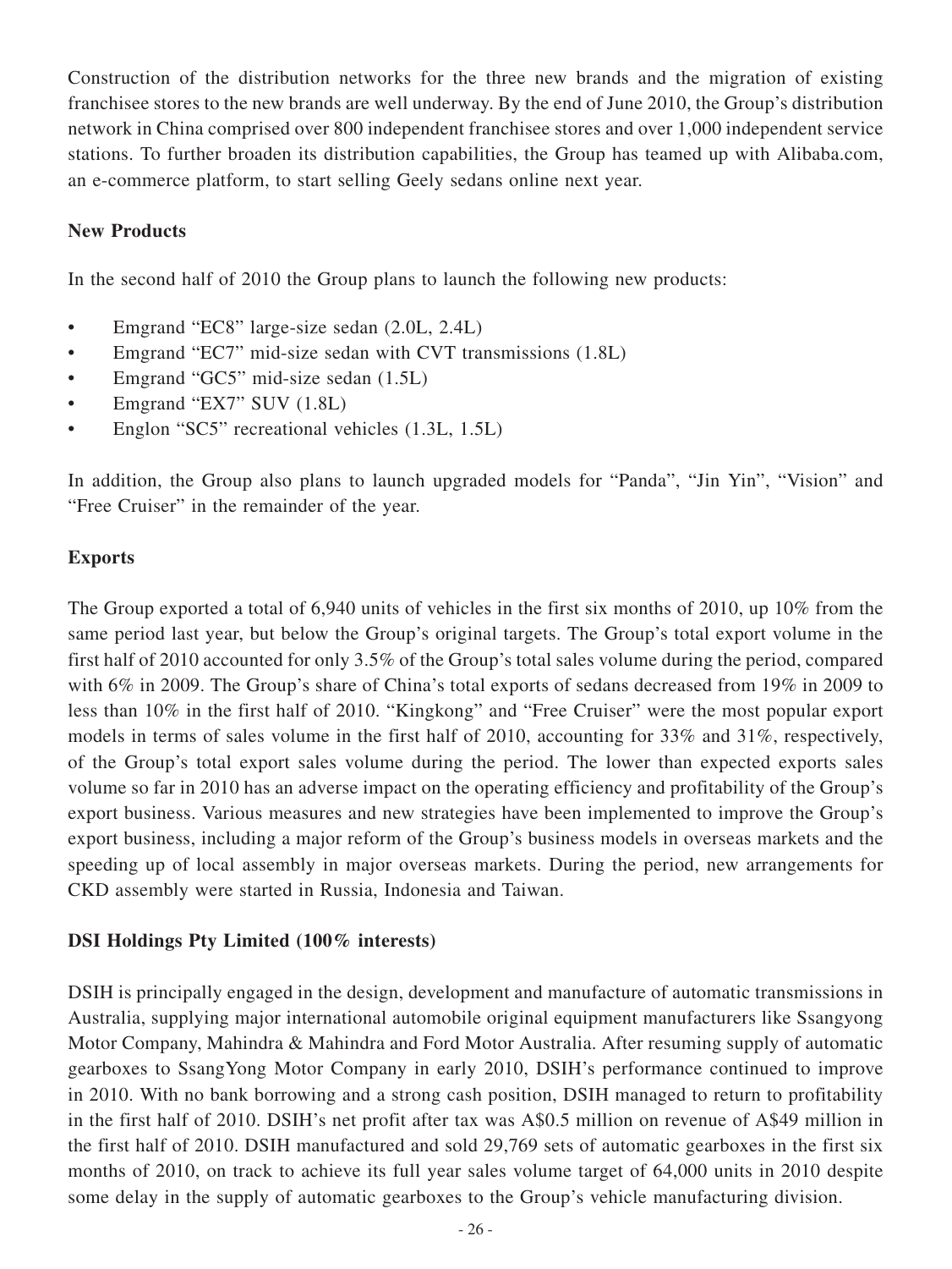Construction of the distribution networks for the three new brands and the migration of existing franchisee stores to the new brands are well underway. By the end of June 2010, the Group's distribution network in China comprised over 800 independent franchisee stores and over 1,000 independent service stations. To further broaden its distribution capabilities, the Group has teamed up with Alibaba.com, an e-commerce platform, to start selling Geely sedans online next year.

**New Products**

In the second half of 2010 the Group plans to launch the following new products:

- Emgrand "EC8" large-size sedan (2.0L, 2.4L)
- Emgrand "EC7" mid-size sedan with CVT transmissions (1.8L)
- Emgrand "GC5" mid-size sedan (1.5L)
- Emgrand "EX7" SUV (1.8L)
- Englon "SC5" recreational vehicles (1.3L, 1.5L)

In addition, the Group also plans to launch upgraded models for "Panda", "Jin Yin", "Vision" and "Free Cruiser" in the remainder of the year.

**Exports**

The Group exported a total of 6,940 units of vehicles in the first six months of 2010, up 10% from the same period last year, but below the Group's original targets. The Group's total export volume in the first half of 2010 accounted for only 3.5% of the Group's total sales volume during the period, compared with 6% in 2009. The Group's share of China's total exports of sedans decreased from 19% in 2009 to less than 10% in the first half of 2010. "Kingkong" and "Free Cruiser" were the most popular export models in terms of sales volume in the first half of 2010, accounting for 33% and 31%, respectively, of the Group's total export sales volume during the period. The lower than expected exports sales volume so far in 2010 has an adverse impact on the operating efficiency and profitability of the Group's export business. Various measures and new strategies have been implemented to improve the Group's export business, including a major reform of the Group's business models in overseas markets and the speeding up of local assembly in major overseas markets. During the period, new arrangements for CKD assembly were started in Russia, Indonesia and Taiwan.

**DSI Holdings Pty Limited (100% interests)**

DSIH is principally engaged in the design, development and manufacture of automatic transmissions in Australia, supplying major international automobile original equipment manufacturers like Ssangyong Motor Company, Mahindra & Mahindra and Ford Motor Australia. After resuming supply of automatic gearboxes to SsangYong Motor Company in early 2010, DSIH's performance continued to improve in 2010. With no bank borrowing and a strong cash position, DSIH managed to return to profitability in the first half of 2010. DSIH's net profit after tax was A$0.5 million on revenue of A$49 million in the first half of 2010. DSIH manufactured and sold 29,769 sets of automatic gearboxes in the first six months of 2010, on track to achieve its full year sales volume target of 64,000 units in 2010 despite some delay in the supply of automatic gearboxes to the Group's vehicle manufacturing division.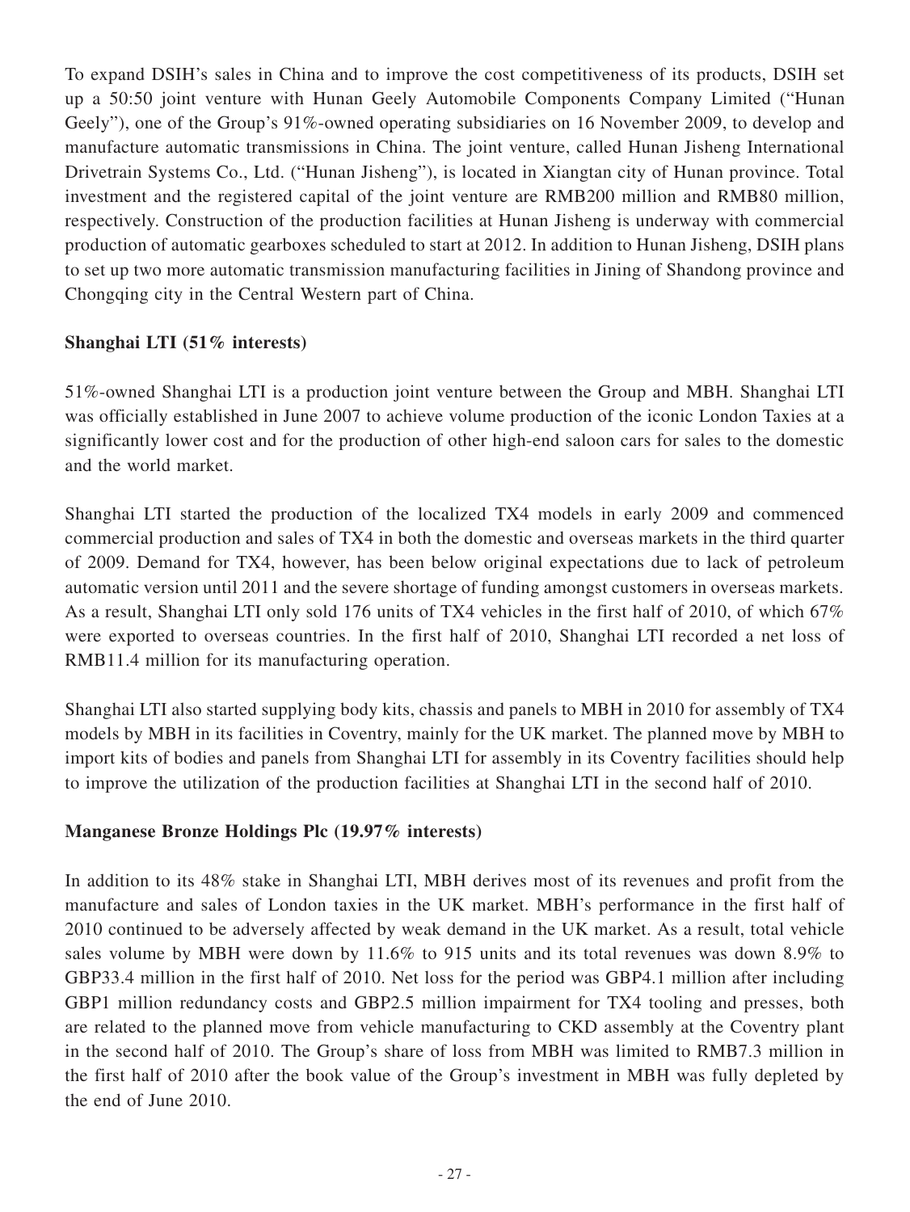To expand DSIH's sales in China and to improve the cost competitiveness of its products, DSIH set up a 50:50 joint venture with Hunan Geely Automobile Components Company Limited ("Hunan Geely"), one of the Group's 91%-owned operating subsidiaries on 16 November 2009, to develop and manufacture automatic transmissions in China. The joint venture, called Hunan Jisheng International Drivetrain Systems Co., Ltd. ("Hunan Jisheng"), is located in Xiangtan city of Hunan province. Total investment and the registered capital of the joint venture are RMB200 million and RMB80 million, respectively. Construction of the production facilities at Hunan Jisheng is underway with commercial production of automatic gearboxes scheduled to start at 2012. In addition to Hunan Jisheng, DSIH plans to set up two more automatic transmission manufacturing facilities in Jining of Shandong province and Chongqing city in the Central Western part of China.

**Shanghai LTI (51% interests)**

51%-owned Shanghai LTI is a production joint venture between the Group and MBH. Shanghai LTI was officially established in June 2007 to achieve volume production of the iconic London Taxies at a significantly lower cost and for the production of other high-end saloon cars for sales to the domestic and the world market.

Shanghai LTI started the production of the localized TX4 models in early 2009 and commenced commercial production and sales of TX4 in both the domestic and overseas markets in the third quarter of 2009. Demand for TX4, however, has been below original expectations due to lack of petroleum automatic version until 2011 and the severe shortage of funding amongst customers in overseas markets. As a result, Shanghai LTI only sold 176 units of TX4 vehicles in the first half of 2010, of which 67% were exported to overseas countries. In the first half of 2010, Shanghai LTI recorded a net loss of RMB11.4 million for its manufacturing operation.

Shanghai LTI also started supplying body kits, chassis and panels to MBH in 2010 for assembly of TX4 models by MBH in its facilities in Coventry, mainly for the UK market. The planned move by MBH to import kits of bodies and panels from Shanghai LTI for assembly in its Coventry facilities should help to improve the utilization of the production facilities at Shanghai LTI in the second half of 2010.

**Manganese Bronze Holdings Plc (19.97% interests)**

In addition to its 48% stake in Shanghai LTI, MBH derives most of its revenues and profit from the manufacture and sales of London taxies in the UK market. MBH's performance in the first half of 2010 continued to be adversely affected by weak demand in the UK market. As a result, total vehicle sales volume by MBH were down by 11.6% to 915 units and its total revenues was down 8.9% to GBP33.4 million in the first half of 2010. Net loss for the period was GBP4.1 million after including GBP1 million redundancy costs and GBP2.5 million impairment for TX4 tooling and presses, both are related to the planned move from vehicle manufacturing to CKD assembly at the Coventry plant in the second half of 2010. The Group's share of loss from MBH was limited to RMB7.3 million in the first half of 2010 after the book value of the Group's investment in MBH was fully depleted by the end of June 2010.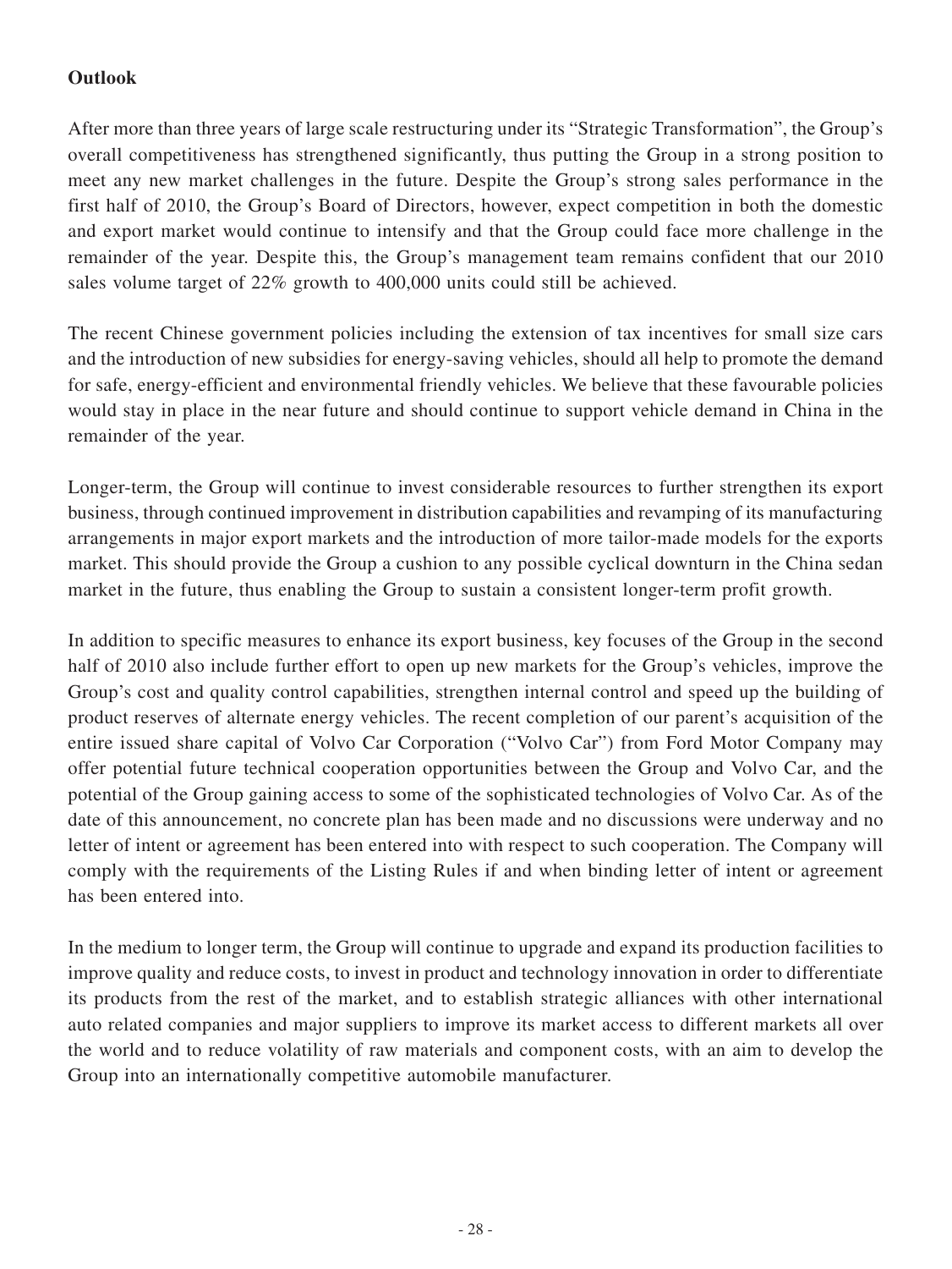**Outlook**

After more than three years of large scale restructuring under its "Strategic Transformation", the Group's overall competitiveness has strengthened significantly, thus putting the Group in a strong position to meet any new market challenges in the future. Despite the Group's strong sales performance in the first half of 2010, the Group's Board of Directors, however, expect competition in both the domestic and export market would continue to intensify and that the Group could face more challenge in the remainder of the year. Despite this, the Group's management team remains confident that our 2010 sales volume target of 22% growth to 400,000 units could still be achieved.

The recent Chinese government policies including the extension of tax incentives for small size cars and the introduction of new subsidies for energy-saving vehicles, should all help to promote the demand for safe, energy-efficient and environmental friendly vehicles. We believe that these favourable policies would stay in place in the near future and should continue to support vehicle demand in China in the remainder of the year.

Longer-term, the Group will continue to invest considerable resources to further strengthen its export business, through continued improvement in distribution capabilities and revamping of its manufacturing arrangements in major export markets and the introduction of more tailor-made models for the exports market. This should provide the Group a cushion to any possible cyclical downturn in the China sedan market in the future, thus enabling the Group to sustain a consistent longer-term profit growth.

In addition to specific measures to enhance its export business, key focuses of the Group in the second half of 2010 also include further effort to open up new markets for the Group's vehicles, improve the Group's cost and quality control capabilities, strengthen internal control and speed up the building of product reserves of alternate energy vehicles. The recent completion of our parent's acquisition of the entire issued share capital of Volvo Car Corporation ("Volvo Car") from Ford Motor Company may offer potential future technical cooperation opportunities between the Group and Volvo Car, and the potential of the Group gaining access to some of the sophisticated technologies of Volvo Car. As of the date of this announcement, no concrete plan has been made and no discussions were underway and no letter of intent or agreement has been entered into with respect to such cooperation. The Company will comply with the requirements of the Listing Rules if and when binding letter of intent or agreement has been entered into.

In the medium to longer term, the Group will continue to upgrade and expand its production facilities to improve quality and reduce costs, to invest in product and technology innovation in order to differentiate its products from the rest of the market, and to establish strategic alliances with other international auto related companies and major suppliers to improve its market access to different markets all over the world and to reduce volatility of raw materials and component costs, with an aim to develop the Group into an internationally competitive automobile manufacturer.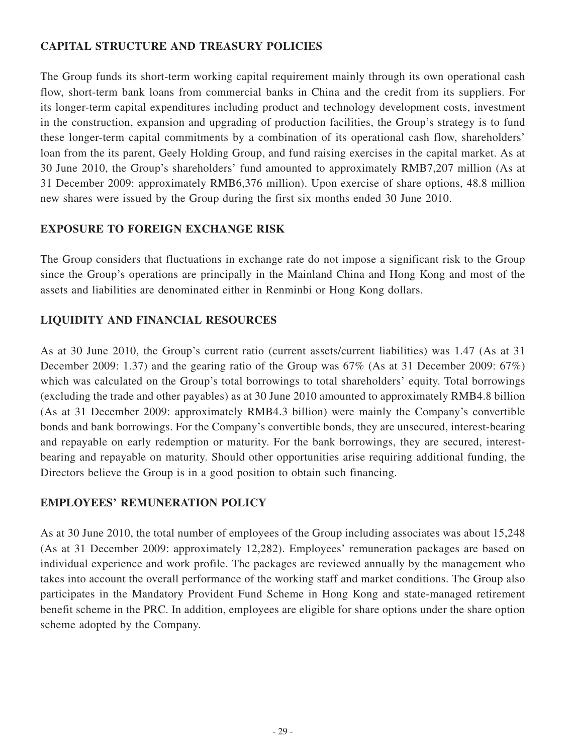## CAPITAL STRUCTURE AND TREASURY POLICIES

The Group funds its short-term working capital requirement mainly through its own operational cash flow, short-term bank loans from commercial banks in China and the credit from its suppliers. For its longer-term capital expenditures including product and technology development costs, investment in the construction, expansion and upgrading of production facilities, the Group's strategy is to fund these longer-term capital commitments by a combination of its operational cash flow, shareholders' loan from the its parent, Geely Holding Group, and fund raising exercises in the capital market. As at 30 June 2010, the Group's shareholders' fund amounted to approximately RMB7,207 million (As at 31 December 2009: approximately RMB6,376 million). Upon exercise of share options, 48.8 million new shares were issued by the Group during the first six months ended 30 June 2010.

## EXPOSURE TO FOREIGN EXCHANGE RISK

The Group considers that fluctuations in exchange rate do not impose a significant risk to the Group since the Group's operations are principally in the Mainland China and Hong Kong and most of the assets and liabilities are denominated either in Renminbi or Hong Kong dollars.

## LIQUIDITY AND FINANCIAL RESOURCES

As at 30 June 2010, the Group's current ratio (current assets/current liabilities) was 1.47 (As at 31 December 2009: 1.37) and the gearing ratio of the Group was 67% (As at 31 December 2009: 67%) which was calculated on the Group's total borrowings to total shareholders' equity. Total borrowings (excluding the trade and other payables) as at 30 June 2010 amounted to approximately RMB4.8 billion (As at 31 December 2009: approximately RMB4.3 billion) were mainly the Company's convertible bonds and bank borrowings. For the Company's convertible bonds, they are unsecured, interest-bearing and repayable on early redemption or maturity. For the bank borrowings, they are secured, interest-bearing and repayable on maturity. Should other opportunities arise requiring additional funding, the Directors believe the Group is in a good position to obtain such financing.

## EMPLOYEES' REMUNERATION POLICY

As at 30 June 2010, the total number of employees of the Group including associates was about 15,248 (As at 31 December 2009: approximately 12,282). Employees' remuneration packages are based on individual experience and work profile. The packages are reviewed annually by the management who takes into account the overall performance of the working staff and market conditions. The Group also participates in the Mandatory Provident Fund Scheme in Hong Kong and state-managed retirement benefit scheme in the PRC. In addition, employees are eligible for share options under the share option scheme adopted by the Company.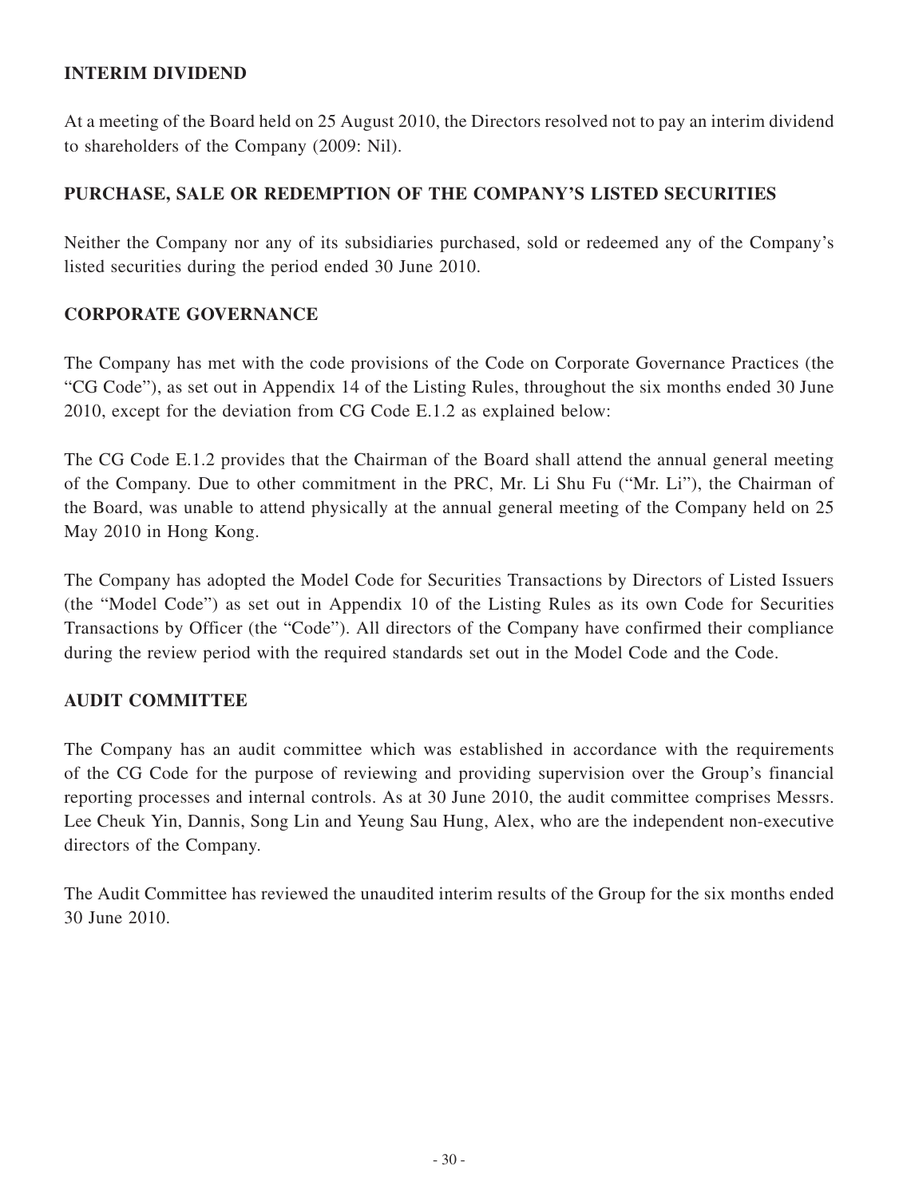## INTERIM DIVIDEND

At a meeting of the Board held on 25 August 2010, the Directors resolved not to pay an interim dividend to shareholders of the Company (2009: Nil).

## PURCHASE, SALE OR REDEMPTION OF THE COMPANY'S LISTED SECURITIES

Neither the Company nor any of its subsidiaries purchased, sold or redeemed any of the Company's listed securities during the period ended 30 June 2010.

## CORPORATE GOVERNANCE

The Company has met with the code provisions of the Code on Corporate Governance Practices (the "CG Code"), as set out in Appendix 14 of the Listing Rules, throughout the six months ended 30 June 2010, except for the deviation from CG Code E.1.2 as explained below:

The CG Code E.1.2 provides that the Chairman of the Board shall attend the annual general meeting of the Company. Due to other commitment in the PRC, Mr. Li Shu Fu ("Mr. Li"), the Chairman of the Board, was unable to attend physically at the annual general meeting of the Company held on 25 May 2010 in Hong Kong.

The Company has adopted the Model Code for Securities Transactions by Directors of Listed Issuers (the "Model Code") as set out in Appendix 10 of the Listing Rules as its own Code for Securities Transactions by Officer (the "Code"). All directors of the Company have confirmed their compliance during the review period with the required standards set out in the Model Code and the Code.

## AUDIT COMMITTEE

The Company has an audit committee which was established in accordance with the requirements of the CG Code for the purpose of reviewing and providing supervision over the Group's financial reporting processes and internal controls. As at 30 June 2010, the audit committee comprises Messrs. Lee Cheuk Yin, Dannis, Song Lin and Yeung Sau Hung, Alex, who are the independent non-executive directors of the Company.

The Audit Committee has reviewed the unaudited interim results of the Group for the six months ended 30 June 2010.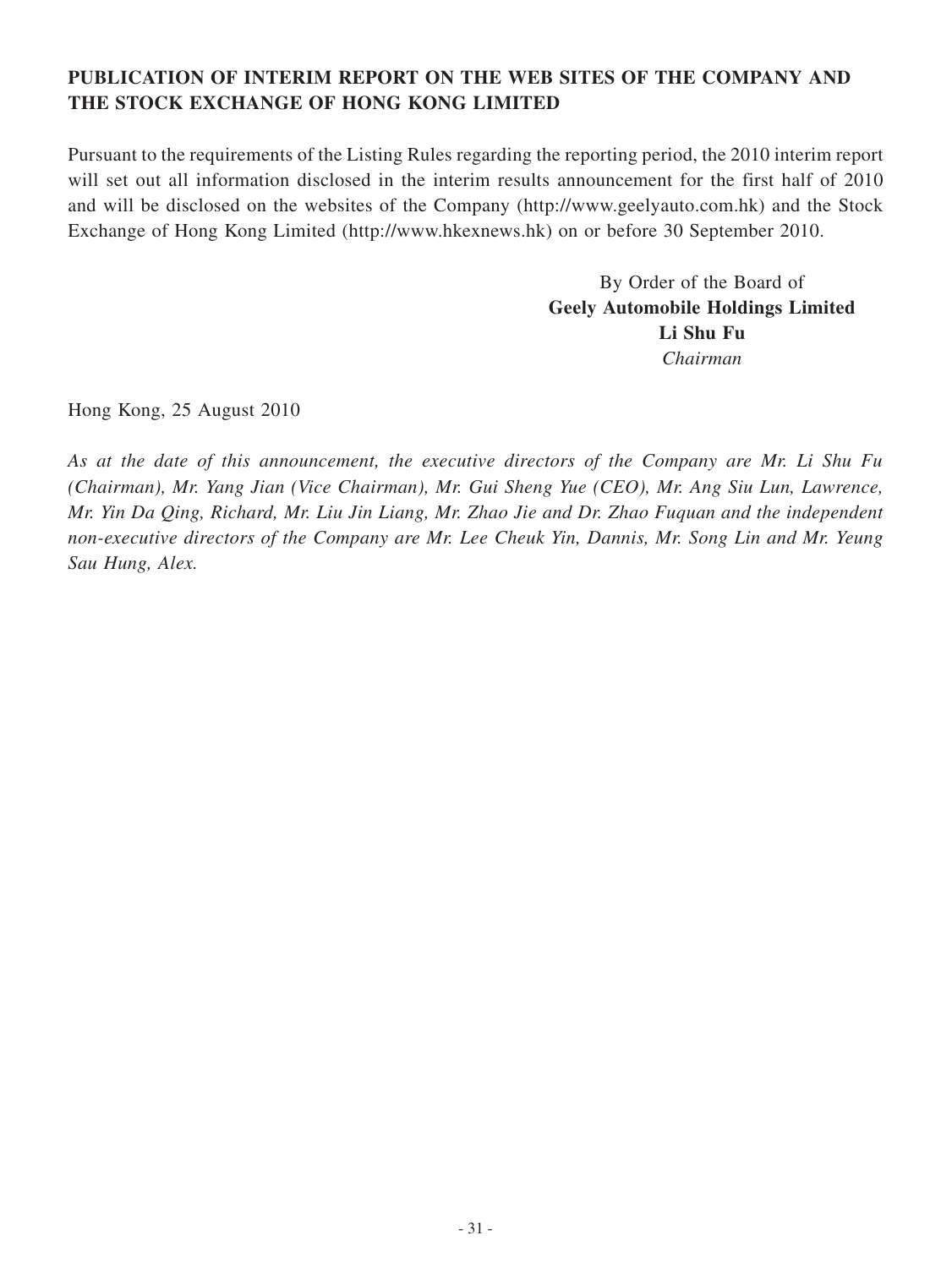## PUBLICATION OF INTERIM REPORT ON THE WEB SITES OF THE COMPANY AND THE STOCK EXCHANGE OF HONG KONG LIMITED

Pursuant to the requirements of the Listing Rules regarding the reporting period, the 2010 interim report will set out all information disclosed in the interim results announcement for the first half of 2010 and will be disclosed on the websites of the Company (http://www.geelyauto.com.hk) and the Stock Exchange of Hong Kong Limited (http://www.hkexnews.hk) on or before 30 September 2010.

By Order of the Board of
**Geely Automobile Holdings Limited**
**Li Shu Fu**
*Chairman*

Hong Kong, 25 August 2010

*As at the date of this announcement, the executive directors of the Company are Mr. Li Shu Fu (Chairman), Mr. Yang Jian (Vice Chairman), Mr. Gui Sheng Yue (CEO), Mr. Ang Siu Lun, Lawrence, Mr. Yin Da Qing, Richard, Mr. Liu Jin Liang, Mr. Zhao Jie and Dr. Zhao Fuquan and the independent non-executive directors of the Company are Mr. Lee Cheuk Yin, Dannis, Mr. Song Lin and Mr. Yeung Sau Hung, Alex.*